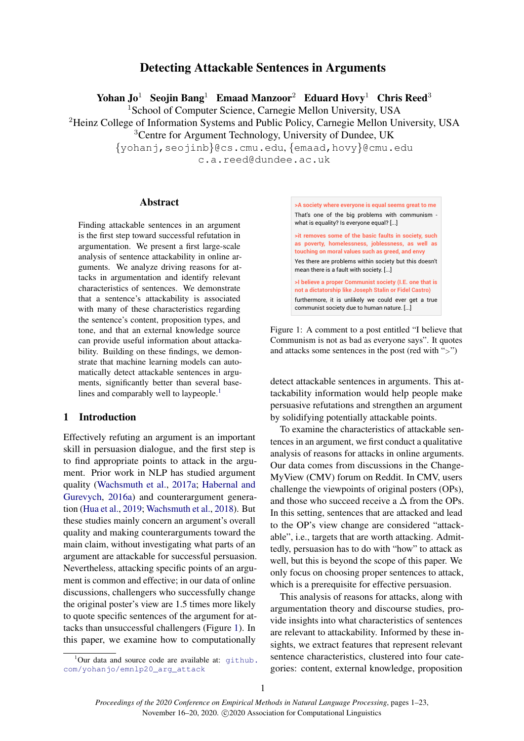# Detecting Attackable Sentences in Arguments

**Yohan Jo**[1] **Seojin Bang**[1] **Emaad Manzoor**[2] **Eduard Hovy**[1] **Chris Reed**[3]

[1]School of Computer Science, Carnegie Mellon University, USA
[2]Heinz College of Information Systems and Public Policy, Carnegie Mellon University, USA
[3]Centre for Argument Technology, University of Dundee, UK

{yohanj,seojinb}@cs.cmu.edu, {emaad,hovy}@cmu.edu
c.a.reed@dundee.ac.uk

## Abstract

Finding attackable sentences in an argument is the first step toward successful refutation in argumentation. We present a first large-scale analysis of sentence attackability in online arguments. We analyze driving reasons for attacks in argumentation and identify relevant characteristics of sentences. We demonstrate that a sentence's attackability is associated with many of these characteristics regarding the sentence's content, proposition types, and tone, and that an external knowledge source can provide useful information about attackability. Building on these findings, we demonstrate that machine learning models can automatically detect attackable sentences in arguments, significantly better than several baselines and comparably well to laypeople.[1]

## 1 Introduction

Effectively refuting an argument is an important skill in persuasion dialogue, and the first step is to find appropriate points to attack in the argument. Prior work in NLP has studied argument quality (Wachsmuth et al., 2017a; Habernal and Gurevych, 2016a) and counterargument generation (Hua et al., 2019; Wachsmuth et al., 2018). But these studies mainly concern an argument's overall quality and making counterarguments toward the main claim, without investigating what parts of an argument are attackable for successful persuasion. Nevertheless, attacking specific points of an argument is common and effective; in our data of online discussions, challengers who successfully change the original poster's view are 1.5 times more likely to quote specific sentences of the argument for attacks than unsuccessful challengers (Figure 1). In this paper, we examine how to computationally detect attackable sentences in arguments. This attackability information would help people make persuasive refutations and strengthen an argument by solidifying potentially attackable points.

>A society where everyone is equal seems great to me
That's one of the big problems with communism - what is equality? Is everyone equal? [...]

>it removes some of the basic faults in society, such as poverty, homelessness, joblessness, as well as touching on moral values such as greed, and envy
Yes there are problems within society but this doesn't mean there is a fault with society. [...]

>I believe a proper Communist society (I.E. one that is not a dictatorship like Joseph Stalin or Fidel Castro)
furthermore, it is unlikely we could ever get a true communist society due to human nature. [...]

Figure 1: A comment to a post entitled "I believe that Communism is not as bad as everyone says". It quotes and attacks some sentences in the post (red with ">")

To examine the characteristics of attackable sentences in an argument, we first conduct a qualitative analysis of reasons for attacks in online arguments. Our data comes from discussions in the ChangeMyView (CMV) forum on Reddit. In CMV, users challenge the viewpoints of original posters (OPs), and those who succeed receive a $\Delta$ from the OPs. In this setting, sentences that are attacked and lead to the OP's view change are considered "attackable", i.e., targets that are worth attacking. Admittedly, persuasion has to do with "how" to attack as well, but this is beyond the scope of this paper. We only focus on choosing proper sentences to attack, which is a prerequisite for effective persuasion.

This analysis of reasons for attacks, along with argumentation theory and discourse studies, provide insights into what characteristics of sentences are relevant to attackability. Informed by these insights, we extract features that represent relevant sentence characteristics, clustered into four categories: content, external knowledge, proposition

[1]Our data and source code are available at: github.com/yohanjo/emnlp20_arg_attack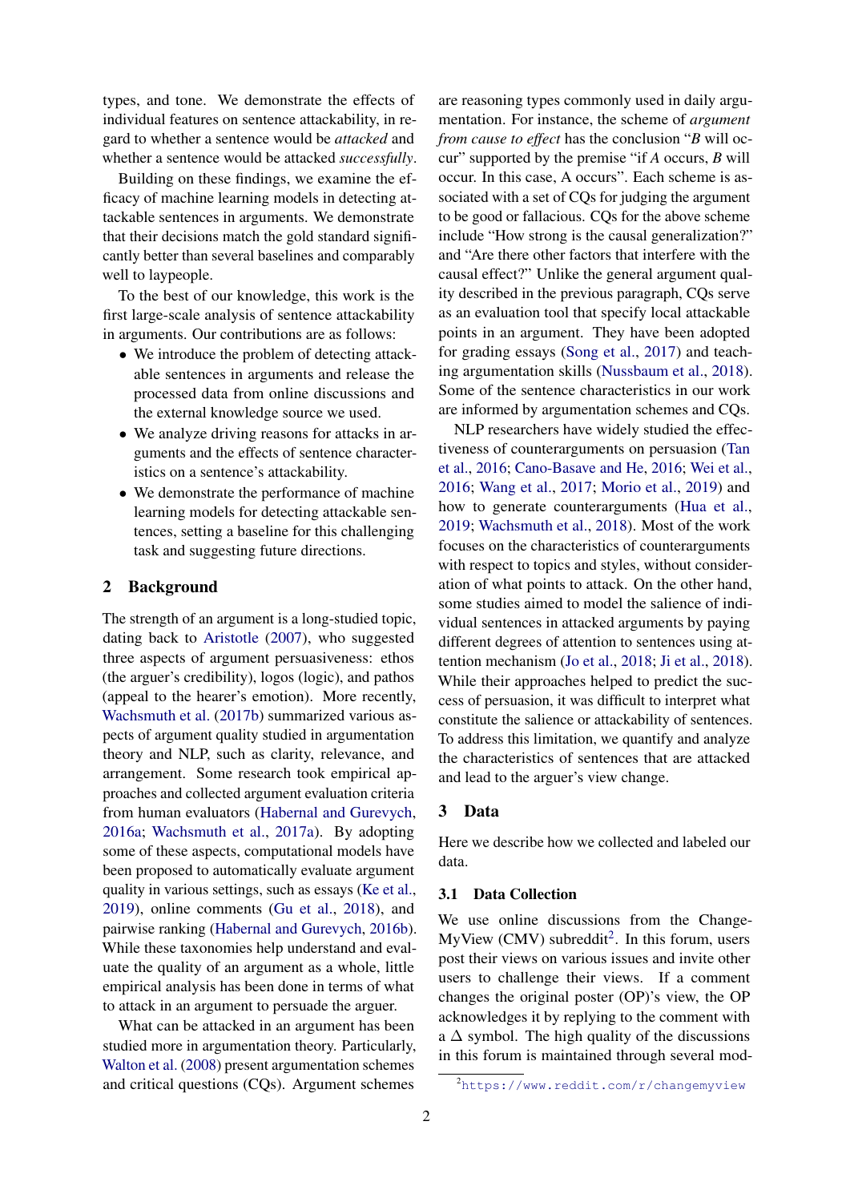types, and tone. We demonstrate the effects of individual features on sentence attackability, in regard to whether a sentence would be *attacked* and whether a sentence would be attacked *successfully*.

Building on these findings, we examine the efficacy of machine learning models in detecting attackable sentences in arguments. We demonstrate that their decisions match the gold standard significantly better than several baselines and comparably well to laypeople.

To the best of our knowledge, this work is the first large-scale analysis of sentence attackability in arguments. Our contributions are as follows:

- We introduce the problem of detecting attackable sentences in arguments and release the processed data from online discussions and the external knowledge source we used.
- We analyze driving reasons for attacks in arguments and the effects of sentence characteristics on a sentence's attackability.
- We demonstrate the performance of machine learning models for detecting attackable sentences, setting a baseline for this challenging task and suggesting future directions.

## 2 Background

The strength of an argument is a long-studied topic, dating back to Aristotle (2007), who suggested three aspects of argument persuasiveness: ethos (the arguer's credibility), logos (logic), and pathos (appeal to the hearer's emotion). More recently, Wachsmuth et al. (2017b) summarized various aspects of argument quality studied in argumentation theory and NLP, such as clarity, relevance, and arrangement. Some research took empirical approaches and collected argument evaluation criteria from human evaluators (Habernal and Gurevych, 2016a; Wachsmuth et al., 2017a). By adopting some of these aspects, computational models have been proposed to automatically evaluate argument quality in various settings, such as essays (Ke et al., 2019), online comments (Gu et al., 2018), and pairwise ranking (Habernal and Gurevych, 2016b). While these taxonomies help understand and evaluate the quality of an argument as a whole, little empirical analysis has been done in terms of what to attack in an argument to persuade the arguer.

What can be attacked in an argument has been studied more in argumentation theory. Particularly, Walton et al. (2008) present argumentation schemes and critical questions (CQs). Argument schemes are reasoning types commonly used in daily argumentation. For instance, the scheme of *argument from cause to effect* has the conclusion "*B* will occur" supported by the premise "if *A* occurs, *B* will occur. In this case, A occurs". Each scheme is associated with a set of CQs for judging the argument to be good or fallacious. CQs for the above scheme include "How strong is the causal generalization?" and "Are there other factors that interfere with the causal effect?" Unlike the general argument quality described in the previous paragraph, CQs serve as an evaluation tool that specify local attackable points in an argument. They have been adopted for grading essays (Song et al., 2017) and teaching argumentation skills (Nussbaum et al., 2018). Some of the sentence characteristics in our work are informed by argumentation schemes and CQs.

NLP researchers have widely studied the effectiveness of counterarguments on persuasion (Tan et al., 2016; Cano-Basave and He, 2016; Wei et al., 2016; Wang et al., 2017; Morio et al., 2019) and how to generate counterarguments (Hua et al., 2019; Wachsmuth et al., 2018). Most of the work focuses on the characteristics of counterarguments with respect to topics and styles, without consideration of what points to attack. On the other hand, some studies aimed to model the salience of individual sentences in attacked arguments by paying different degrees of attention to sentences using attention mechanism (Jo et al., 2018; Ji et al., 2018). While their approaches helped to predict the success of persuasion, it was difficult to interpret what constitute the salience or attackability of sentences. To address this limitation, we quantify and analyze the characteristics of sentences that are attacked and lead to the arguer's view change.

## 3 Data

Here we describe how we collected and labeled our data.

### 3.1 Data Collection

We use online discussions from the ChangeMyView (CMV) subreddit[2]. In this forum, users post their views on various issues and invite other users to challenge their views. If a comment changes the original poster (OP)'s view, the OP acknowledges it by replying to the comment with a Δ symbol. The high quality of the discussions in this forum is maintained through several mod-

[2] https://www.reddit.com/r/changemyview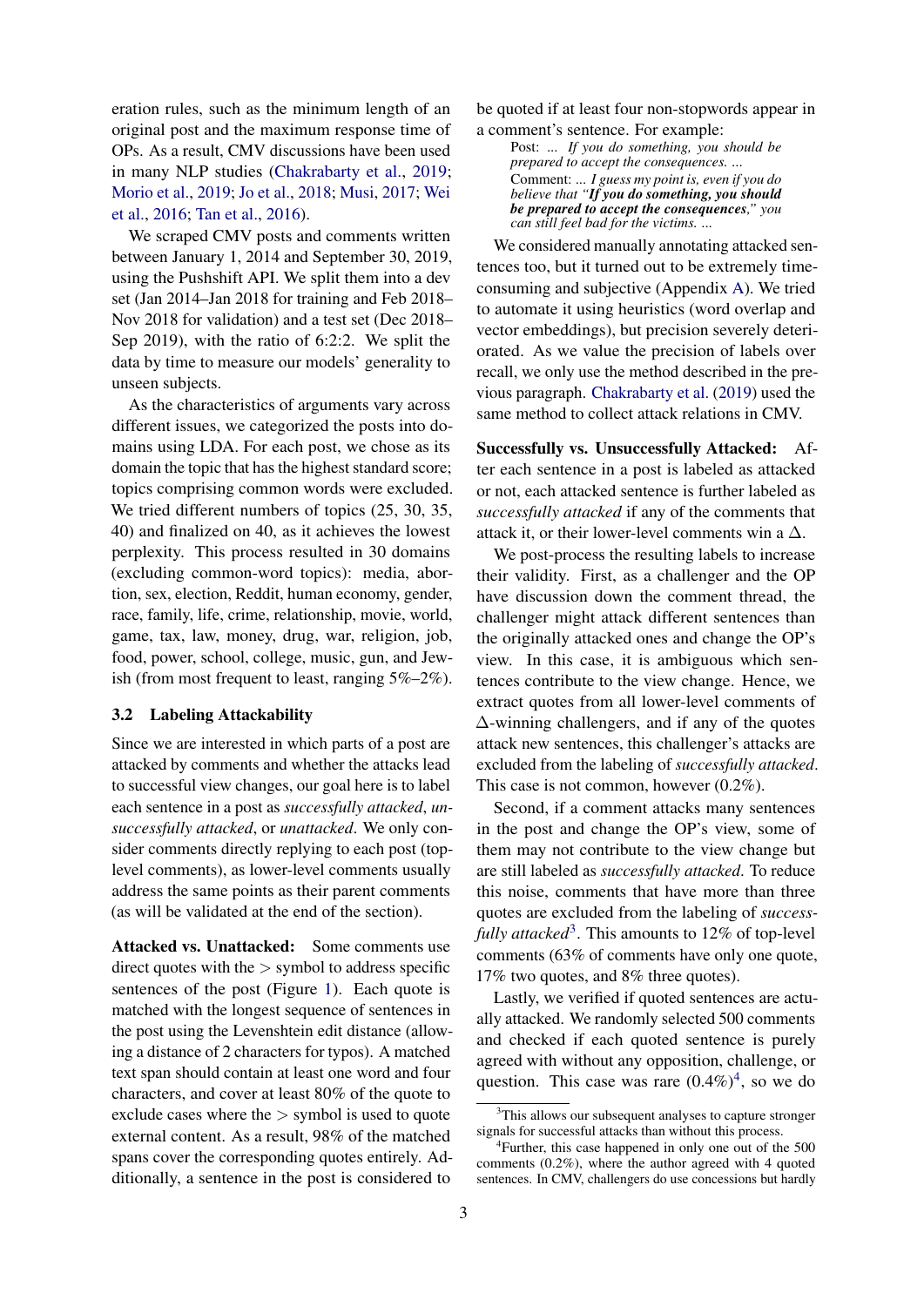eration rules, such as the minimum length of an original post and the maximum response time of OPs. As a result, CMV discussions have been used in many NLP studies (Chakrabarty et al., 2019; Morio et al., 2019; Jo et al., 2018; Musi, 2017; Wei et al., 2016; Tan et al., 2016).

We scraped CMV posts and comments written between January 1, 2014 and September 30, 2019, using the Pushshift API. We split them into a dev set (Jan 2014–Jan 2018 for training and Feb 2018–Nov 2018 for validation) and a test set (Dec 2018–Sep 2019), with the ratio of 6:2:2. We split the data by time to measure our models' generality to unseen subjects.

As the characteristics of arguments vary across different issues, we categorized the posts into domains using LDA. For each post, we chose as its domain the topic that has the highest standard score; topics comprising common words were excluded. We tried different numbers of topics (25, 30, 35, 40) and finalized on 40, as it achieves the lowest perplexity. This process resulted in 30 domains (excluding common-word topics): media, abortion, sex, election, Reddit, human economy, gender, race, family, life, crime, relationship, movie, world, game, tax, law, money, drug, war, religion, job, food, power, school, college, music, gun, and Jewish (from most frequent to least, ranging 5%–2%).

### 3.2 Labeling Attackability

Since we are interested in which parts of a post are attacked by comments and whether the attacks lead to successful view changes, our goal here is to label each sentence in a post as *successfully attacked*, *unsuccessfully attacked*, or *unattacked*. We only consider comments directly replying to each post (top-level comments), as lower-level comments usually address the same points as their parent comments (as will be validated at the end of the section).

**Attacked vs. Unattacked:** Some comments use direct quotes with the > symbol to address specific sentences of the post (Figure 1). Each quote is matched with the longest sequence of sentences in the post using the Levenshtein edit distance (allowing a distance of 2 characters for typos). A matched text span should contain at least one word and four characters, and cover at least 80% of the quote to exclude cases where the > symbol is used to quote external content. As a result, 98% of the matched spans cover the corresponding quotes entirely. Additionally, a sentence in the post is considered to be quoted if at least four non-stopwords appear in a comment's sentence. For example:

> Post: *... If you do something, you should be prepared to accept the consequences. ...*
> Comment: *... I guess my point is, even if you do believe that "**If you do something, you should be prepared to accept the consequences**," you can still feel bad for the victims. ...*

We considered manually annotating attacked sentences too, but it turned out to be extremely time-consuming and subjective (Appendix A). We tried to automate it using heuristics (word overlap and vector embeddings), but precision severely deteriorated. As we value the precision of labels over recall, we only use the method described in the previous paragraph. Chakrabarty et al. (2019) used the same method to collect attack relations in CMV.

**Successfully vs. Unsuccessfully Attacked:** After each sentence in a post is labeled as attacked or not, each attacked sentence is further labeled as *successfully attacked* if any of the comments that attack it, or their lower-level comments win a $\Delta$.

We post-process the resulting labels to increase their validity. First, as a challenger and the OP have discussion down the comment thread, the challenger might attack different sentences than the originally attacked ones and change the OP's view. In this case, it is ambiguous which sentences contribute to the view change. Hence, we extract quotes from all lower-level comments of $\Delta$-winning challengers, and if any of the quotes attack new sentences, this challenger's attacks are excluded from the labeling of *successfully attacked*. This case is not common, however (0.2%).

Second, if a comment attacks many sentences in the post and change the OP's view, some of them may not contribute to the view change but are still labeled as *successfully attacked*. To reduce this noise, comments that have more than three quotes are excluded from the labeling of *successfully attacked*[3]. This amounts to 12% of top-level comments (63% of comments have only one quote, 17% two quotes, and 8% three quotes).

Lastly, we verified if quoted sentences are actually attacked. We randomly selected 500 comments and checked if each quoted sentence is purely agreed with without any opposition, challenge, or question. This case was rare (0.4%)[4], so we do

[3]This allows our subsequent analyses to capture stronger signals for successful attacks than without this process.

[4]Further, this case happened in only one out of the 500 comments (0.2%), where the author agreed with 4 quoted sentences. In CMV, challengers do use concessions but hardly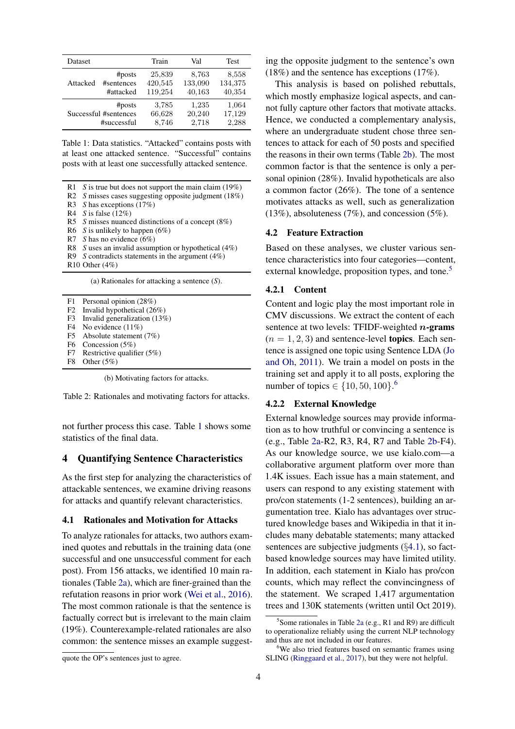| Dataset | | Train | Val | Test |
|---|---|---|---|---|
| Attacked | #posts | 25,839 | 8,763 | 8,558 |
| | #sentences | 420,545 | 133,090 | 134,375 |
| | #attacked | 119,254 | 40,163 | 40,354 |
| Successful | #posts | 3,785 | 1,235 | 1,064 |
| | #sentences | 66,628 | 20,240 | 17,129 |
| | #successful | 8,746 | 2,718 | 2,288 |

Table 1: Data statistics. "Attacked" contains posts with at least one attacked sentence. "Successful" contains posts with at least one successfully attacked sentence.

| | |
|---|---|
| R1 | *S* is true but does not support the main claim (19%) |
| R2 | *S* misses cases suggesting opposite judgment (18%) |
| R3 | *S* has exceptions (17%) |
| R4 | *S* is false (12%) |
| R5 | *S* misses nuanced distinctions of a concept (8%) |
| R6 | *S* is unlikely to happen (6%) |
| R7 | *S* has no evidence (6%) |
| R8 | *S* uses an invalid assumption or hypothetical (4%) |
| R9 | *S* contradicts statements in the argument (4%) |
| R10 | Other (4%) |

(a) Rationales for attacking a sentence (*S*).

| | |
|---|---|
| F1 | Personal opinion (28%) |
| F2 | Invalid hypothetical (26%) |
| F3 | Invalid generalization (13%) |
| F4 | No evidence (11%) |
| F5 | Absolute statement (7%) |
| F6 | Concession (5%) |
| F7 | Restrictive qualifier (5%) |
| F8 | Other (5%) |

(b) Motivating factors for attacks.

Table 2: Rationales and motivating factors for attacks.

not further process this case. Table 1 shows some statistics of the final data.

## 4 Quantifying Sentence Characteristics

As the first step for analyzing the characteristics of attackable sentences, we examine driving reasons for attacks and quantify relevant characteristics.

### 4.1 Rationales and Motivation for Attacks

To analyze rationales for attacks, two authors examined quotes and rebuttals in the training data (one successful and one unsuccessful comment for each post). From 156 attacks, we identified 10 main rationales (Table 2a), which are finer-grained than the refutation reasons in prior work (Wei et al., 2016). The most common rationale is that the sentence is factually correct but is irrelevant to the main claim (19%). Counterexample-related rationales are also common: the sentence misses an example suggesting the opposite judgment to the sentence's own (18%) and the sentence has exceptions (17%).

This analysis is based on polished rebuttals, which mostly emphasize logical aspects, and cannot fully capture other factors that motivate attacks. Hence, we conducted a complementary analysis, where an undergraduate student chose three sentences to attack for each of 50 posts and specified the reasons in their own terms (Table 2b). The most common factor is that the sentence is only a personal opinion (28%). Invalid hypotheticals are also a common factor (26%). The tone of a sentence motivates attacks as well, such as generalization (13%), absoluteness (7%), and concession (5%).

### 4.2 Feature Extraction

Based on these analyses, we cluster various sentence characteristics into four categories—content, external knowledge, proposition types, and tone.[5]

#### 4.2.1 Content

Content and logic play the most important role in CMV discussions. We extract the content of each sentence at two levels: TFIDF-weighted ***n*-grams** ($n = 1, 2, 3$) and sentence-level **topics**. Each sentence is assigned one topic using Sentence LDA (Jo and Oh, 2011). We train a model on posts in the training set and apply it to all posts, exploring the number of topics $\in \{10, 50, 100\}$.[6]

#### 4.2.2 External Knowledge

External knowledge sources may provide information as to how truthful or convincing a sentence is (e.g., Table 2a-R2, R3, R4, R7 and Table 2b-F4). As our knowledge source, we use kialo.com—a collaborative argument platform over more than 1.4K issues. Each issue has a main statement, and users can respond to any existing statement with pro/con statements (1-2 sentences), building an argumentation tree. Kialo has advantages over structured knowledge bases and Wikipedia in that it includes many debatable statements; many attacked sentences are subjective judgments (§4.1), so fact-based knowledge sources may have limited utility. In addition, each statement in Kialo has pro/con counts, which may reflect the convincingness of the statement. We scraped 1,417 argumentation trees and 130K statements (written until Oct 2019).

---

quote the OP's sentences just to agree.

[5] Some rationales in Table 2a (e.g., R1 and R9) are difficult to operationalize reliably using the current NLP technology and thus are not included in our features.

[6] We also tried features based on semantic frames using SLING (Ringgaard et al., 2017), but they were not helpful.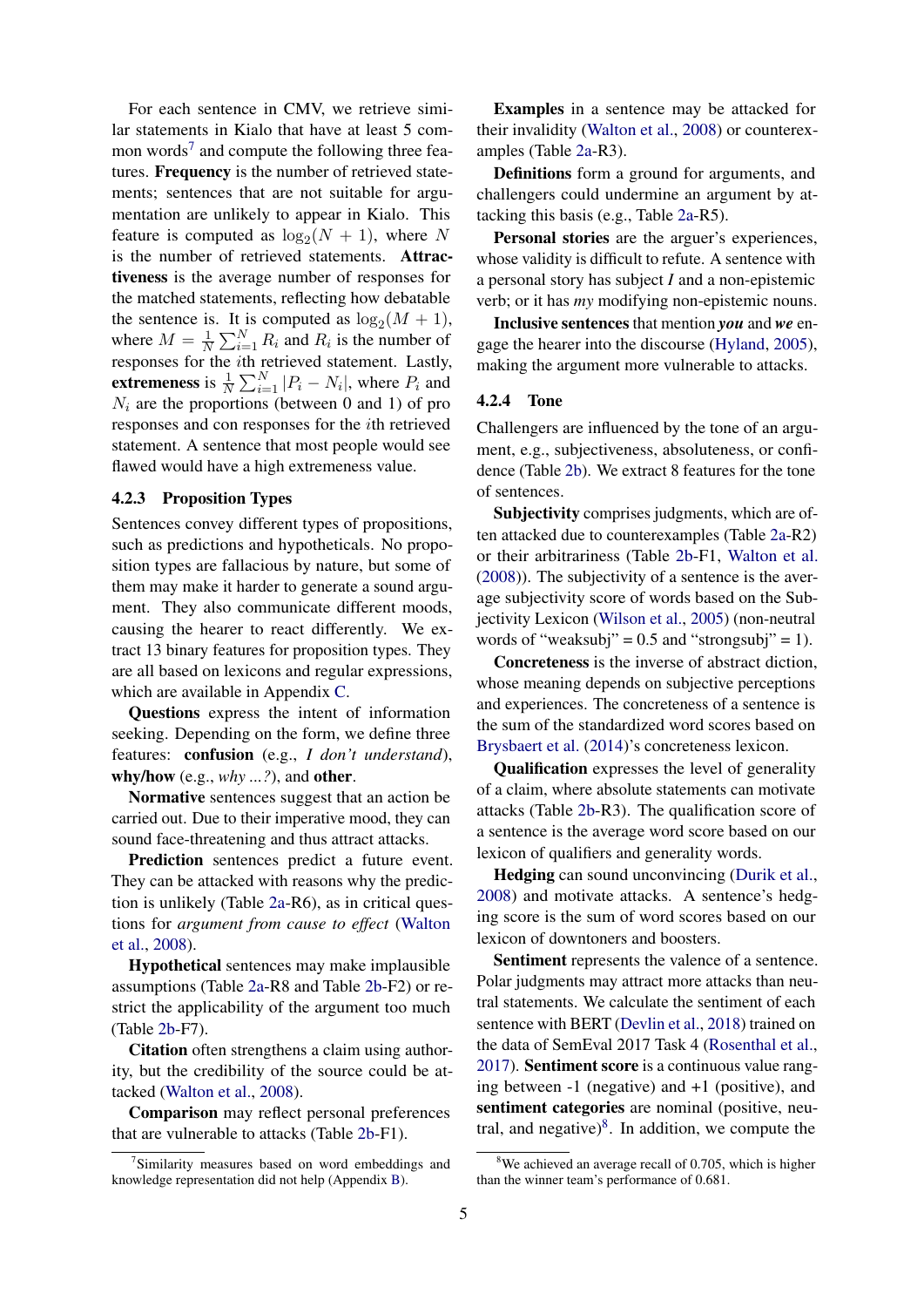For each sentence in CMV, we retrieve similar statements in Kialo that have at least 5 common words[7] and compute the following three features. **Frequency** is the number of retrieved statements; sentences that are not suitable for argumentation are unlikely to appear in Kialo. This feature is computed as $\log_2(N+1)$, where $N$ is the number of retrieved statements. **Attractiveness** is the average number of responses for the matched statements, reflecting how debatable the sentence is. It is computed as $\log_2(M+1)$, where $M = \frac{1}{N}\sum_{i=1}^{N} R_i$ and $R_i$ is the number of responses for the $i$th retrieved statement. Lastly, **extremeness** is $\frac{1}{N}\sum_{i=1}^{N} |P_i - N_i|$, where $P_i$ and $N_i$ are the proportions (between 0 and 1) of pro responses and con responses for the $i$th retrieved statement. A sentence that most people would see flawed would have a high extremeness value.

### 4.2.3 Proposition Types

Sentences convey different types of propositions, such as predictions and hypotheticals. No proposition types are fallacious by nature, but some of them may make it harder to generate a sound argument. They also communicate different moods, causing the hearer to react differently. We extract 13 binary features for proposition types. They are all based on lexicons and regular expressions, which are available in Appendix C.

**Questions** express the intent of information seeking. Depending on the form, we define three features: **confusion** (e.g., *I don't understand*), **why/how** (e.g., *why ...?*), and **other**.

**Normative** sentences suggest that an action be carried out. Due to their imperative mood, they can sound face-threatening and thus attract attacks.

**Prediction** sentences predict a future event. They can be attacked with reasons why the prediction is unlikely (Table 2a-R6), as in critical questions for *argument from cause to effect* (Walton et al., 2008).

**Hypothetical** sentences may make implausible assumptions (Table 2a-R8 and Table 2b-F2) or restrict the applicability of the argument too much (Table 2b-F7).

**Citation** often strengthens a claim using authority, but the credibility of the source could be attacked (Walton et al., 2008).

**Comparison** may reflect personal preferences that are vulnerable to attacks (Table 2b-F1).

**Examples** in a sentence may be attacked for their invalidity (Walton et al., 2008) or counterexamples (Table 2a-R3).

**Definitions** form a ground for arguments, and challengers could undermine an argument by attacking this basis (e.g., Table 2a-R5).

**Personal stories** are the arguer's experiences, whose validity is difficult to refute. A sentence with a personal story has subject *I* and a non-epistemic verb; or it has *my* modifying non-epistemic nouns.

**Inclusive sentences** that mention ***you*** and ***we*** engage the hearer into the discourse (Hyland, 2005), making the argument more vulnerable to attacks.

### 4.2.4 Tone

Challengers are influenced by the tone of an argument, e.g., subjectiveness, absoluteness, or confidence (Table 2b). We extract 8 features for the tone of sentences.

**Subjectivity** comprises judgments, which are often attacked due to counterexamples (Table 2a-R2) or their arbitrariness (Table 2b-F1, Walton et al. (2008)). The subjectivity of a sentence is the average subjectivity score of words based on the Subjectivity Lexicon (Wilson et al., 2005) (non-neutral words of "weaksubj" = 0.5 and "strongsubj" = 1).

**Concreteness** is the inverse of abstract diction, whose meaning depends on subjective perceptions and experiences. The concreteness of a sentence is the sum of the standardized word scores based on Brysbaert et al. (2014)'s concreteness lexicon.

**Qualification** expresses the level of generality of a claim, where absolute statements can motivate attacks (Table 2b-R3). The qualification score of a sentence is the average word score based on our lexicon of qualifiers and generality words.

**Hedging** can sound unconvincing (Durik et al., 2008) and motivate attacks. A sentence's hedging score is the sum of word scores based on our lexicon of downtoners and boosters.

**Sentiment** represents the valence of a sentence. Polar judgments may attract more attacks than neutral statements. We calculate the sentiment of each sentence with BERT (Devlin et al., 2018) trained on the data of SemEval 2017 Task 4 (Rosenthal et al., 2017). **Sentiment score** is a continuous value ranging between -1 (negative) and +1 (positive), and **sentiment categories** are nominal (positive, neutral, and negative)[8]. In addition, we compute the

[7] Similarity measures based on word embeddings and knowledge representation did not help (Appendix B).

[8] We achieved an average recall of 0.705, which is higher than the winner team's performance of 0.681.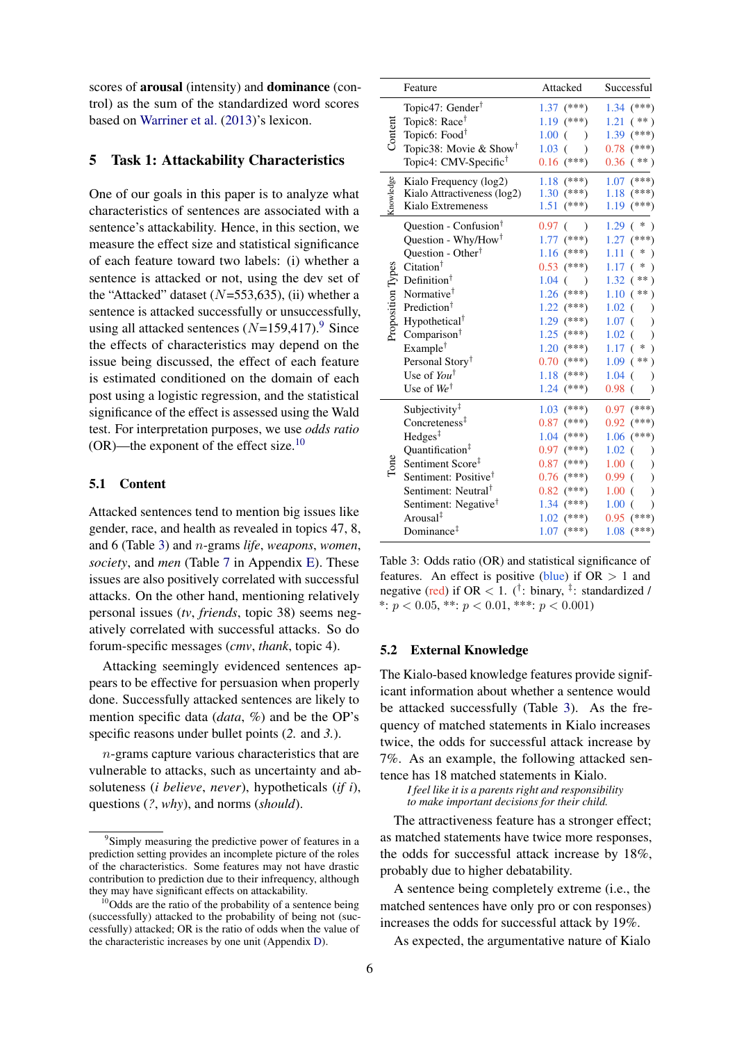scores of **arousal** (intensity) and **dominance** (control) as the sum of the standardized word scores based on Warriner et al. (2013)'s lexicon.

## 5 Task 1: Attackability Characteristics

One of our goals in this paper is to analyze what characteristics of sentences are associated with a sentence's attackability. Hence, in this section, we measure the effect size and statistical significance of each feature toward two labels: (i) whether a sentence is attacked or not, using the dev set of the "Attacked" dataset ($N$=553,635), (ii) whether a sentence is attacked successfully or unsuccessfully, using all attacked sentences ($N$=159,417).[9] Since the effects of characteristics may depend on the issue being discussed, the effect of each feature is estimated conditioned on the domain of each post using a logistic regression, and the statistical significance of the effect is assessed using the Wald test. For interpretation purposes, we use *odds ratio* (OR)—the exponent of the effect size.[10]

### 5.1 Content

Attacked sentences tend to mention big issues like gender, race, and health as revealed in topics 47, 8, and 6 (Table 3) and $n$-grams *life*, *weapons*, *women*, *society*, and *men* (Table 7 in Appendix E). These issues are also positively correlated with successful attacks. On the other hand, mentioning relatively personal issues (*tv*, *friends*, topic 38) seems negatively correlated with successful attacks. So do forum-specific messages (*cmv*, *thank*, topic 4).

Attacking seemingly evidenced sentences appears to be effective for persuasion when properly done. Successfully attacked sentences are likely to mention specific data (*data*, *%*) and be the OP's specific reasons under bullet points (*2.* and *3.*).

$n$-grams capture various characteristics that are vulnerable to attacks, such as uncertainty and absoluteness (*i believe*, *never*), hypotheticals (*if i*), questions (*?*, *why*), and norms (*should*).

| | Feature | Attacked | Successful |
|---|---|---|---|
| Content | Topic47: Gender† | 1.37 (\*\*\*) | 1.34 (\*\*\*) |
| | Topic8: Race† | 1.19 (\*\*\*) | 1.21 (\*\*) |
| | Topic6: Food† | 1.00 ( ) | 1.39 (\*\*\*) |
| | Topic38: Movie & Show† | 1.03 ( ) | 0.78 (\*\*\*) |
| | Topic4: CMV-Specific† | 0.16 (\*\*\*) | 0.36 (\*\*) |
| Knowledge | Kialo Frequency (log2) | 1.18 (\*\*\*) | 1.07 (\*\*\*) |
| | Kialo Attractiveness (log2) | 1.30 (\*\*\*) | 1.18 (\*\*\*) |
| | Kialo Extremeness | 1.51 (\*\*\*) | 1.19 (\*\*\*) |
| Proposition Types | Question - Confusion† | 0.97 ( ) | 1.29 (\*) |
| | Question - Why/How† | 1.77 (\*\*\*) | 1.27 (\*\*\*) |
| | Question - Other† | 1.16 (\*\*\*) | 1.11 (\*) |
| | Citation† | 0.53 (\*\*\*) | 1.17 (\*) |
| | Definition† | 1.04 ( ) | 1.32 (\*\*) |
| | Normative† | 1.26 (\*\*\*) | 1.10 (\*\*) |
| | Prediction† | 1.22 (\*\*\*) | 1.02 ( ) |
| | Hypothetical† | 1.29 (\*\*\*) | 1.07 ( ) |
| | Comparison† | 1.25 (\*\*\*) | 1.02 ( ) |
| | Example† | 1.20 (\*\*\*) | 1.17 (\*) |
| | Personal Story† | 0.70 (\*\*\*) | 1.09 (\*\*) |
| | Use of *You*† | 1.18 (\*\*\*) | 1.04 ( ) |
| | Use of *We*† | 1.24 (\*\*\*) | 0.98 ( ) |
| Tone | Subjectivity‡ | 1.03 (\*\*\*) | 0.97 (\*\*\*) |
| | Concreteness‡ | 0.87 (\*\*\*) | 0.92 (\*\*\*) |
| | Hedges‡ | 1.04 (\*\*\*) | 1.06 (\*\*\*) |
| | Quantification‡ | 0.97 (\*\*\*) | 1.02 ( ) |
| | Sentiment Score‡ | 0.87 (\*\*\*) | 1.00 ( ) |
| | Sentiment: Positive† | 0.76 (\*\*\*) | 0.99 ( ) |
| | Sentiment: Neutral† | 0.82 (\*\*\*) | 1.00 ( ) |
| | Sentiment: Negative† | 1.34 (\*\*\*) | 1.00 ( ) |
| | Arousal‡ | 1.02 (\*\*\*) | 0.95 (\*\*\*) |
| | Dominance‡ | 1.07 (\*\*\*) | 1.08 (\*\*\*) |

Table 3: Odds ratio (OR) and statistical significance of features. An effect is positive (blue) if OR $> 1$ and negative (red) if OR $< 1$. (†: binary, ‡: standardized / \*: $p < 0.05$, \*\*: $p < 0.01$, \*\*\*: $p < 0.001$)

### 5.2 External Knowledge

The Kialo-based knowledge features provide significant information about whether a sentence would be attacked successfully (Table 3). As the frequency of matched statements in Kialo increases twice, the odds for successful attack increase by 7%. As an example, the following attacked sentence has 18 matched statements in Kialo.

> *I feel like it is a parents right and responsibility to make important decisions for their child.*

The attractiveness feature has a stronger effect; as matched statements have twice more responses, the odds for successful attack increase by 18%, probably due to higher debatability.

A sentence being completely extreme (i.e., the matched sentences have only pro or con responses) increases the odds for successful attack by 19%.

As expected, the argumentative nature of Kialo

---

[9] Simply measuring the predictive power of features in a prediction setting provides an incomplete picture of the roles of the characteristics. Some features may not have drastic contribution to prediction due to their infrequency, although they may have significant effects on attackability.

[10] Odds are the ratio of the probability of a sentence being (successfully) attacked to the probability of being not (successfully) attacked; OR is the ratio of odds when the value of the characteristic increases by one unit (Appendix D).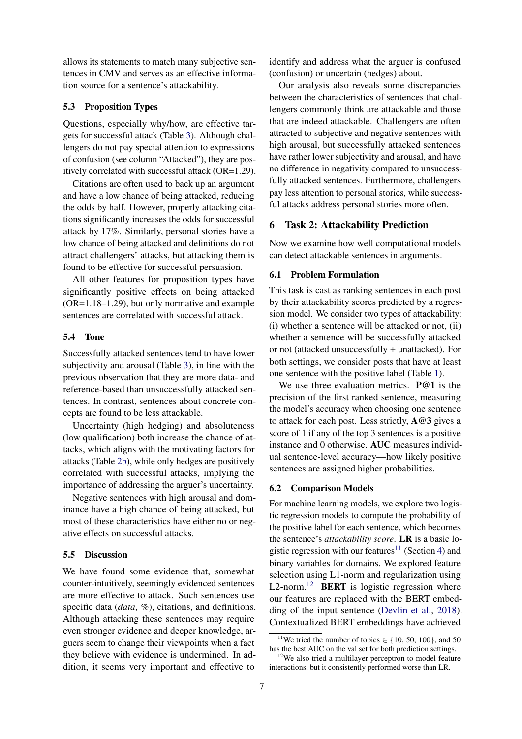allows its statements to match many subjective sentences in CMV and serves as an effective information source for a sentence's attackability.

### 5.3 Proposition Types

Questions, especially why/how, are effective targets for successful attack (Table 3). Although challengers do not pay special attention to expressions of confusion (see column "Attacked"), they are positively correlated with successful attack (OR=1.29).

Citations are often used to back up an argument and have a low chance of being attacked, reducing the odds by half. However, properly attacking citations significantly increases the odds for successful attack by 17%. Similarly, personal stories have a low chance of being attacked and definitions do not attract challengers' attacks, but attacking them is found to be effective for successful persuasion.

All other features for proposition types have significantly positive effects on being attacked (OR=1.18–1.29), but only normative and example sentences are correlated with successful attack.

### 5.4 Tone

Successfully attacked sentences tend to have lower subjectivity and arousal (Table 3), in line with the previous observation that they are more data- and reference-based than unsuccessfully attacked sentences. In contrast, sentences about concrete concepts are found to be less attackable.

Uncertainty (high hedging) and absoluteness (low qualification) both increase the chance of attacks, which aligns with the motivating factors for attacks (Table 2b), while only hedges are positively correlated with successful attacks, implying the importance of addressing the arguer's uncertainty.

Negative sentences with high arousal and dominance have a high chance of being attacked, but most of these characteristics have either no or negative effects on successful attacks.

### 5.5 Discussion

We have found some evidence that, somewhat counter-intuitively, seemingly evidenced sentences are more effective to attack. Such sentences use specific data (*data*, %), citations, and definitions. Although attacking these sentences may require even stronger evidence and deeper knowledge, arguers seem to change their viewpoints when a fact they believe with evidence is undermined. In addition, it seems very important and effective to identify and address what the arguer is confused (confusion) or uncertain (hedges) about.

Our analysis also reveals some discrepancies between the characteristics of sentences that challengers commonly think are attackable and those that are indeed attackable. Challengers are often attracted to subjective and negative sentences with high arousal, but successfully attacked sentences have rather lower subjectivity and arousal, and have no difference in negativity compared to unsuccessfully attacked sentences. Furthermore, challengers pay less attention to personal stories, while successful attacks address personal stories more often.

## 6 Task 2: Attackability Prediction

Now we examine how well computational models can detect attackable sentences in arguments.

### 6.1 Problem Formulation

This task is cast as ranking sentences in each post by their attackability scores predicted by a regression model. We consider two types of attackability: (i) whether a sentence will be attacked or not, (ii) whether a sentence will be successfully attacked or not (attacked unsuccessfully + unattacked). For both settings, we consider posts that have at least one sentence with the positive label (Table 1).

We use three evaluation metrics. **P@1** is the precision of the first ranked sentence, measuring the model's accuracy when choosing one sentence to attack for each post. Less strictly, **A@3** gives a score of 1 if any of the top 3 sentences is a positive instance and 0 otherwise. **AUC** measures individual sentence-level accuracy—how likely positive sentences are assigned higher probabilities.

### 6.2 Comparison Models

For machine learning models, we explore two logistic regression models to compute the probability of the positive label for each sentence, which becomes the sentence's *attackability score*. **LR** is a basic logistic regression with our features[11] (Section 4) and binary variables for domains. We explored feature selection using L1-norm and regularization using L2-norm.[12] **BERT** is logistic regression where our features are replaced with the BERT embedding of the input sentence (Devlin et al., 2018). Contextualized BERT embeddings have achieved

[11] We tried the number of topics $\in$ {10, 50, 100}, and 50 has the best AUC on the val set for both prediction settings.

[12] We also tried a multilayer perceptron to model feature interactions, but it consistently performed worse than LR.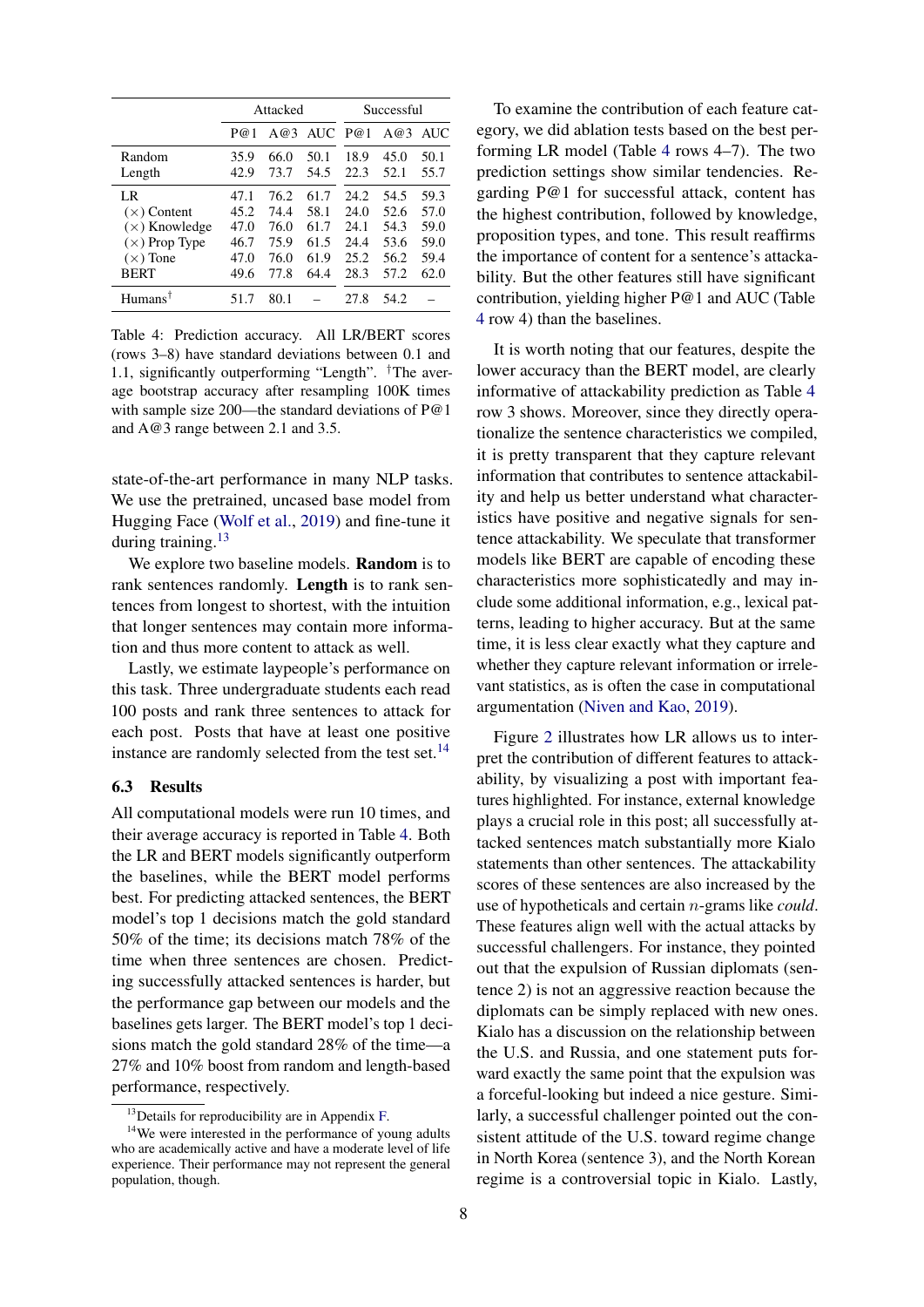| | Attacked | | | Successful | | |
|---|---|---|---|---|---|---|
| | P@1 | A@3 | AUC | P@1 | A@3 | AUC |
| Random | 35.9 | 66.0 | 50.1 | 18.9 | 45.0 | 50.1 |
| Length | 42.9 | 73.7 | 54.5 | 22.3 | 52.1 | 55.7 |
| LR | 47.1 | 76.2 | 61.7 | 24.2 | 54.5 | 59.3 |
| (×) Content | 45.2 | 74.4 | 58.1 | 24.0 | 52.6 | 57.0 |
| (×) Knowledge | 47.0 | 76.0 | 61.7 | 24.1 | 54.3 | 59.0 |
| (×) Prop Type | 46.7 | 75.9 | 61.5 | 24.4 | 53.6 | 59.0 |
| (×) Tone | 47.0 | 76.0 | 61.9 | 25.2 | 56.2 | 59.4 |
| BERT | 49.6 | 77.8 | 64.4 | 28.3 | 57.2 | 62.0 |
| Humans† | 51.7 | 80.1 | – | 27.8 | 54.2 | – |

Table 4: Prediction accuracy. All LR/BERT scores (rows 3–8) have standard deviations between 0.1 and 1.1, significantly outperforming "Length". †The average bootstrap accuracy after resampling 100K times with sample size 200—the standard deviations of P@1 and A@3 range between 2.1 and 3.5.

state-of-the-art performance in many NLP tasks. We use the pretrained, uncased base model from Hugging Face (Wolf et al., 2019) and fine-tune it during training.[13]

We explore two baseline models. **Random** is to rank sentences randomly. **Length** is to rank sentences from longest to shortest, with the intuition that longer sentences may contain more information and thus more content to attack as well.

Lastly, we estimate laypeople's performance on this task. Three undergraduate students each read 100 posts and rank three sentences to attack for each post. Posts that have at least one positive instance are randomly selected from the test set.[14]

### 6.3 Results

All computational models were run 10 times, and their average accuracy is reported in Table 4. Both the LR and BERT models significantly outperform the baselines, while the BERT model performs best. For predicting attacked sentences, the BERT model's top 1 decisions match the gold standard 50% of the time; its decisions match 78% of the time when three sentences are chosen. Predicting successfully attacked sentences is harder, but the performance gap between our models and the baselines gets larger. The BERT model's top 1 decisions match the gold standard 28% of the time—a 27% and 10% boost from random and length-based performance, respectively.

To examine the contribution of each feature category, we did ablation tests based on the best performing LR model (Table 4 rows 4–7). The two prediction settings show similar tendencies. Regarding P@1 for successful attack, content has the highest contribution, followed by knowledge, proposition types, and tone. This result reaffirms the importance of content for a sentence's attackability. But the other features still have significant contribution, yielding higher P@1 and AUC (Table 4 row 4) than the baselines.

It is worth noting that our features, despite the lower accuracy than the BERT model, are clearly informative of attackability prediction as Table 4 row 3 shows. Moreover, since they directly operationalize the sentence characteristics we compiled, it is pretty transparent that they capture relevant information that contributes to sentence attackability and help us better understand what characteristics have positive and negative signals for sentence attackability. We speculate that transformer models like BERT are capable of encoding these characteristics more sophisticatedly and may include some additional information, e.g., lexical patterns, leading to higher accuracy. But at the same time, it is less clear exactly what they capture and whether they capture relevant information or irrelevant statistics, as is often the case in computational argumentation (Niven and Kao, 2019).

Figure 2 illustrates how LR allows us to interpret the contribution of different features to attackability, by visualizing a post with important features highlighted. For instance, external knowledge plays a crucial role in this post; all successfully attacked sentences match substantially more Kialo statements than other sentences. The attackability scores of these sentences are also increased by the use of hypotheticals and certain $n$-grams like *could*. These features align well with the actual attacks by successful challengers. For instance, they pointed out that the expulsion of Russian diplomats (sentence 2) is not an aggressive reaction because the diplomats can be simply replaced with new ones. Kialo has a discussion on the relationship between the U.S. and Russia, and one statement puts forward exactly the same point that the expulsion was a forceful-looking but indeed a nice gesture. Similarly, a successful challenger pointed out the consistent attitude of the U.S. toward regime change in North Korea (sentence 3), and the North Korean regime is a controversial topic in Kialo. Lastly,

[13] Details for reproducibility are in Appendix F.

[14] We were interested in the performance of young adults who are academically active and have a moderate level of life experience. Their performance may not represent the general population, though.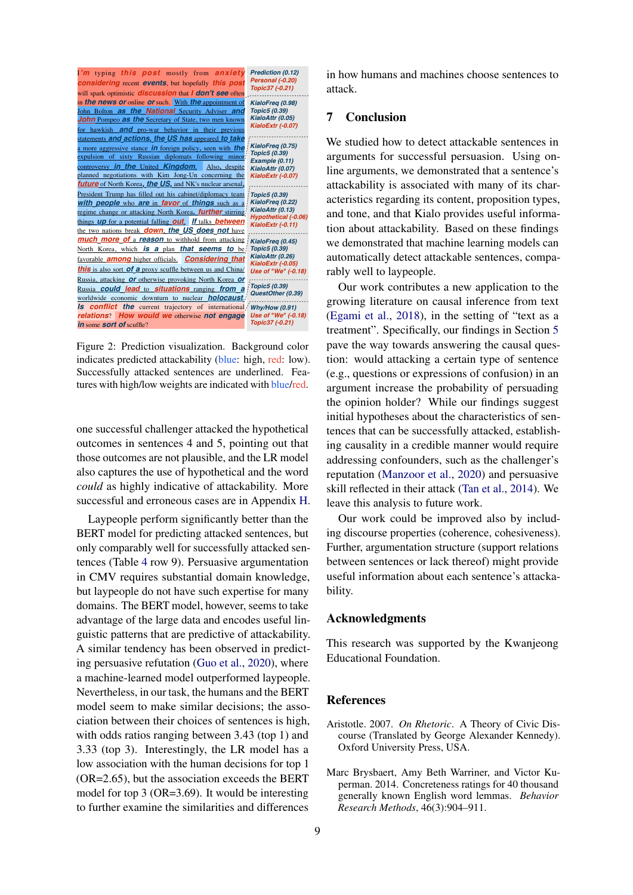I'm typing this post mostly from anxiety considering recent events, but hopefully this post will spark optimistic discussion that I don't see often in the news or online or such. With the appointment of John Bolton as the National Security Adviser and John Pompeo as the Secretary of State, two men known for hawkish and pro-war behavior in their previous statements and actions, the US has appeared to take a more aggressive stance in foreign policy, seen with the expulsion of sixty Russian diplomats following minor controversy in the United Kingdom. Also, despite planned negotiations with Kim Jong-Un concerning the future of North Korea, the US, and NK's nuclear arsenal, President Trump has filled out his cabinet/diplomacy team with people who are in favor of things such as a regime change or attacking North Korea, further stirring things up for a potential falling out. If talks between the two nations break down, the US does not have much more of a reason to withhold from attacking North Korea, which is a plan that seems to be favorable among higher officials. Considering that this is also sort of a proxy scuffle between us and China/Russia, attacking or otherwise provoking North Korea or Russia could lead to situations ranging from a worldwide economic downturn to nuclear holocaust. Is conflict the current trajectory of international relations? How would we otherwise not engage in some sort of scuffle?

| Features |
|---|
| Prediction (0.12), Personal (-0.20), Topic37 (-0.21) |
| KialoFreq (0.98), Topic5 (0.39), KialoAttr (0.05), KialoExtr (-0.07) |
| KialoFreq (0.75), Topic5 (0.39), Example (0.11), KialoAttr (0.07), KialoExtr (-0.07) |
| Topic5 (0.39), KialoFreq (0.22), KialoAttr (0.13), Hypothetical (-0.06), KialoExtr (-0.11) |
| KialoFreq (0.45), Topic5 (0.39), KialoAttr (0.26), KialoExtr (-0.05), Use of "We" (-0.18) |
| Topic5 (0.39), QuestOther (0.39) |
| Why/How (0.91), Use of "We" (-0.18), Topic37 (-0.21) |

Figure 2: Prediction visualization. Background color indicates predicted attackability (blue: high, red: low). Successfully attacked sentences are underlined. Features with high/low weights are indicated with blue/red.

one successful challenger attacked the hypothetical outcomes in sentences 4 and 5, pointing out that those outcomes are not plausible, and the LR model also captures the use of hypothetical and the word *could* as highly indicative of attackability. More successful and erroneous cases are in Appendix H.

Laypeople perform significantly better than the BERT model for predicting attacked sentences, but only comparably well for successfully attacked sentences (Table 4 row 9). Persuasive argumentation in CMV requires substantial domain knowledge, but laypeople do not have such expertise for many domains. The BERT model, however, seems to take advantage of the large data and encodes useful linguistic patterns that are predictive of attackability. A similar tendency has been observed in predicting persuasive refutation (Guo et al., 2020), where a machine-learned model outperformed laypeople. Nevertheless, in our task, the humans and the BERT model seem to make similar decisions; the association between their choices of sentences is high, with odds ratios ranging between 3.43 (top 1) and 3.33 (top 3). Interestingly, the LR model has a low association with the human decisions for top 1 (OR=2.65), but the association exceeds the BERT model for top 3 (OR=3.69). It would be interesting to further examine the similarities and differences in how humans and machines choose sentences to attack.

## 7 Conclusion

We studied how to detect attackable sentences in arguments for successful persuasion. Using online arguments, we demonstrated that a sentence's attackability is associated with many of its characteristics regarding its content, proposition types, and tone, and that Kialo provides useful information about attackability. Based on these findings we demonstrated that machine learning models can automatically detect attackable sentences, comparably well to laypeople.

Our work contributes a new application to the growing literature on causal inference from text (Egami et al., 2018), in the setting of "text as a treatment". Specifically, our findings in Section 5 pave the way towards answering the causal question: would attacking a certain type of sentence (e.g., questions or expressions of confusion) in an argument increase the probability of persuading the opinion holder? While our findings suggest initial hypotheses about the characteristics of sentences that can be successfully attacked, establishing causality in a credible manner would require addressing confounders, such as the challenger's reputation (Manzoor et al., 2020) and persuasive skill reflected in their attack (Tan et al., 2014). We leave this analysis to future work.

Our work could be improved also by including discourse properties (coherence, cohesiveness). Further, argumentation structure (support relations between sentences or lack thereof) might provide useful information about each sentence's attackability.

## Acknowledgments

This research was supported by the Kwanjeong Educational Foundation.

## References

Aristotle. 2007. *On Rhetoric*. A Theory of Civic Discourse (Translated by George Alexander Kennedy). Oxford University Press, USA.

Marc Brysbaert, Amy Beth Warriner, and Victor Kuperman. 2014. Concreteness ratings for 40 thousand generally known English word lemmas. *Behavior Research Methods*, 46(3):904–911.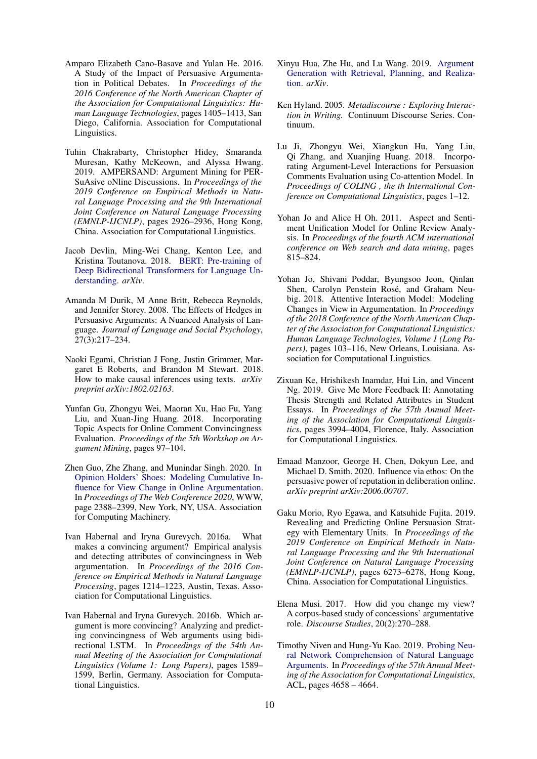Amparo Elizabeth Cano-Basave and Yulan He. 2016. A Study of the Impact of Persuasive Argumentation in Political Debates. In *Proceedings of the 2016 Conference of the North American Chapter of the Association for Computational Linguistics: Human Language Technologies*, pages 1405–1413, San Diego, California. Association for Computational Linguistics.

Tuhin Chakrabarty, Christopher Hidey, Smaranda Muresan, Kathy McKeown, and Alyssa Hwang. 2019. AMPERSAND: Argument Mining for PERSuAsive oNline Discussions. In *Proceedings of the 2019 Conference on Empirical Methods in Natural Language Processing and the 9th International Joint Conference on Natural Language Processing (EMNLP-IJCNLP)*, pages 2926–2936, Hong Kong, China. Association for Computational Linguistics.

Jacob Devlin, Ming-Wei Chang, Kenton Lee, and Kristina Toutanova. 2018. BERT: Pre-training of Deep Bidirectional Transformers for Language Understanding. *arXiv*.

Amanda M Durik, M Anne Britt, Rebecca Reynolds, and Jennifer Storey. 2008. The Effects of Hedges in Persuasive Arguments: A Nuanced Analysis of Language. *Journal of Language and Social Psychology*, 27(3):217–234.

Naoki Egami, Christian J Fong, Justin Grimmer, Margaret E Roberts, and Brandon M Stewart. 2018. How to make causal inferences using texts. *arXiv preprint arXiv:1802.02163*.

Yunfan Gu, Zhongyu Wei, Maoran Xu, Hao Fu, Yang Liu, and Xuan-Jing Huang. 2018. Incorporating Topic Aspects for Online Comment Convincingness Evaluation. *Proceedings of the 5th Workshop on Argument Mining*, pages 97–104.

Zhen Guo, Zhe Zhang, and Munindar Singh. 2020. In Opinion Holders' Shoes: Modeling Cumulative Influence for View Change in Online Argumentation. In *Proceedings of The Web Conference 2020*, WWW, page 2388–2399, New York, NY, USA. Association for Computing Machinery.

Ivan Habernal and Iryna Gurevych. 2016a. What makes a convincing argument? Empirical analysis and detecting attributes of convincingness in Web argumentation. In *Proceedings of the 2016 Conference on Empirical Methods in Natural Language Processing*, pages 1214–1223, Austin, Texas. Association for Computational Linguistics.

Ivan Habernal and Iryna Gurevych. 2016b. Which argument is more convincing? Analyzing and predicting convincingness of Web arguments using bidirectional LSTM. In *Proceedings of the 54th Annual Meeting of the Association for Computational Linguistics (Volume 1: Long Papers)*, pages 1589–1599, Berlin, Germany. Association for Computational Linguistics.

Xinyu Hua, Zhe Hu, and Lu Wang. 2019. Argument Generation with Retrieval, Planning, and Realization. *arXiv*.

Ken Hyland. 2005. *Metadiscourse : Exploring Interaction in Writing*. Continuum Discourse Series. Continuum.

Lu Ji, Zhongyu Wei, Xiangkun Hu, Yang Liu, Qi Zhang, and Xuanjing Huang. 2018. Incorporating Argument-Level Interactions for Persuasion Comments Evaluation using Co-attention Model. In *Proceedings of COLING , the th International Conference on Computational Linguistics*, pages 1–12.

Yohan Jo and Alice H Oh. 2011. Aspect and Sentiment Unification Model for Online Review Analysis. In *Proceedings of the fourth ACM international conference on Web search and data mining*, pages 815–824.

Yohan Jo, Shivani Poddar, Byungsoo Jeon, Qinlan Shen, Carolyn Penstein Rosé, and Graham Neubig. 2018. Attentive Interaction Model: Modeling Changes in View in Argumentation. In *Proceedings of the 2018 Conference of the North American Chapter of the Association for Computational Linguistics: Human Language Technologies, Volume 1 (Long Papers)*, pages 103–116, New Orleans, Louisiana. Association for Computational Linguistics.

Zixuan Ke, Hrishikesh Inamdar, Hui Lin, and Vincent Ng. 2019. Give Me More Feedback II: Annotating Thesis Strength and Related Attributes in Student Essays. In *Proceedings of the 57th Annual Meeting of the Association for Computational Linguistics*, pages 3994–4004, Florence, Italy. Association for Computational Linguistics.

Emaad Manzoor, George H. Chen, Dokyun Lee, and Michael D. Smith. 2020. Influence via ethos: On the persuasive power of reputation in deliberation online. *arXiv preprint arXiv:2006.00707*.

Gaku Morio, Ryo Egawa, and Katsuhide Fujita. 2019. Revealing and Predicting Online Persuasion Strategy with Elementary Units. In *Proceedings of the 2019 Conference on Empirical Methods in Natural Language Processing and the 9th International Joint Conference on Natural Language Processing (EMNLP-IJCNLP)*, pages 6273–6278, Hong Kong, China. Association for Computational Linguistics.

Elena Musi. 2017. How did you change my view? A corpus-based study of concessions' argumentative role. *Discourse Studies*, 20(2):270–288.

Timothy Niven and Hung-Yu Kao. 2019. Probing Neural Network Comprehension of Natural Language Arguments. In *Proceedings of the 57th Annual Meeting of the Association for Computational Linguistics*, ACL, pages 4658 – 4664.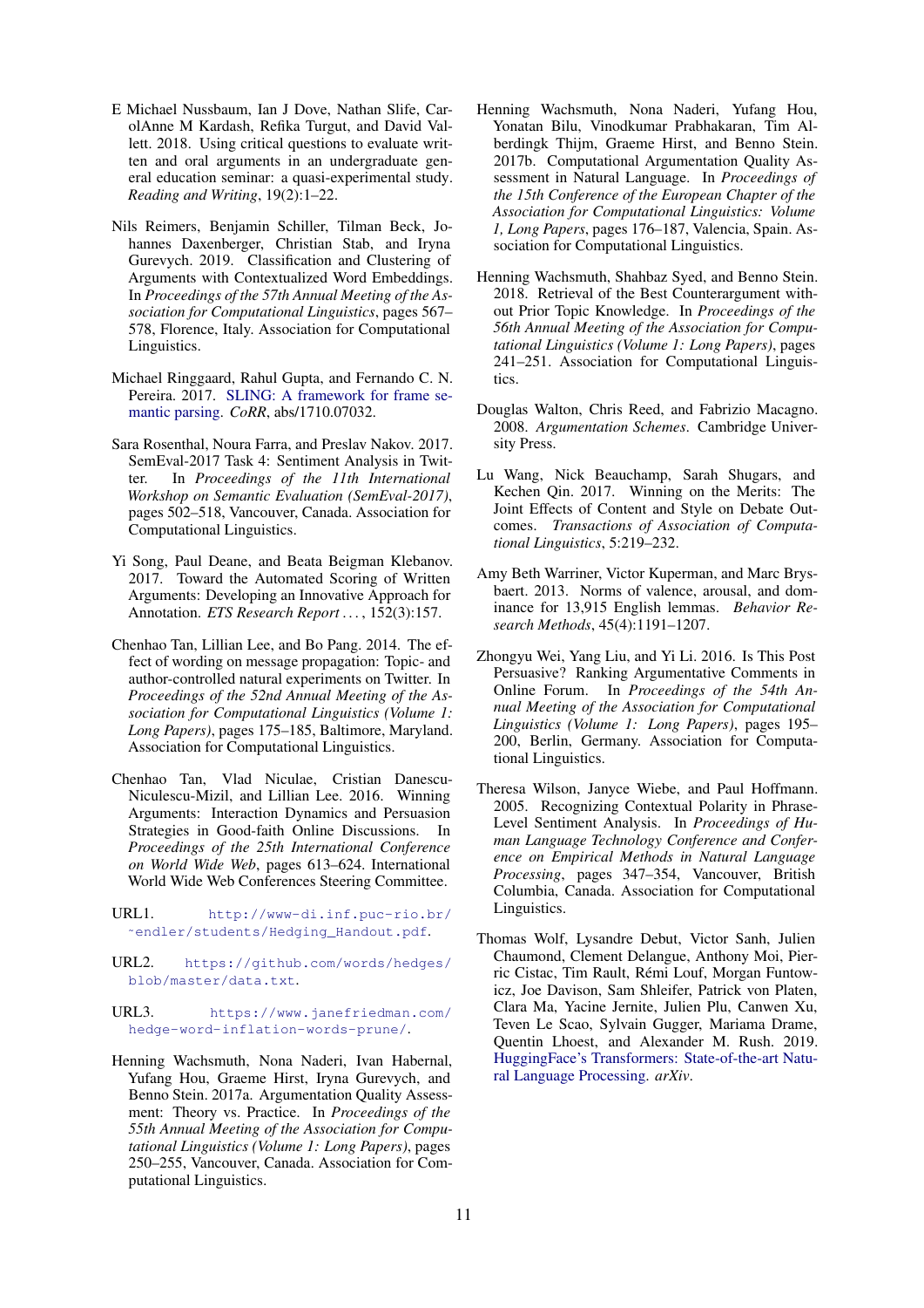E Michael Nussbaum, Ian J Dove, Nathan Slife, CarolAnne M Kardash, Refika Turgut, and David Vallett. 2018. Using critical questions to evaluate written and oral arguments in an undergraduate general education seminar: a quasi-experimental study. *Reading and Writing*, 19(2):1–22.

Nils Reimers, Benjamin Schiller, Tilman Beck, Johannes Daxenberger, Christian Stab, and Iryna Gurevych. 2019. Classification and Clustering of Arguments with Contextualized Word Embeddings. In *Proceedings of the 57th Annual Meeting of the Association for Computational Linguistics*, pages 567–578, Florence, Italy. Association for Computational Linguistics.

Michael Ringgaard, Rahul Gupta, and Fernando C. N. Pereira. 2017. SLING: A framework for frame semantic parsing. *CoRR*, abs/1710.07032.

Sara Rosenthal, Noura Farra, and Preslav Nakov. 2017. SemEval-2017 Task 4: Sentiment Analysis in Twitter. In *Proceedings of the 11th International Workshop on Semantic Evaluation (SemEval-2017)*, pages 502–518, Vancouver, Canada. Association for Computational Linguistics.

Yi Song, Paul Deane, and Beata Beigman Klebanov. 2017. Toward the Automated Scoring of Written Arguments: Developing an Innovative Approach for Annotation. *ETS Research Report ...*, 152(3):157.

Chenhao Tan, Lillian Lee, and Bo Pang. 2014. The effect of wording on message propagation: Topic- and author-controlled natural experiments on Twitter. In *Proceedings of the 52nd Annual Meeting of the Association for Computational Linguistics (Volume 1: Long Papers)*, pages 175–185, Baltimore, Maryland. Association for Computational Linguistics.

Chenhao Tan, Vlad Niculae, Cristian Danescu-Niculescu-Mizil, and Lillian Lee. 2016. Winning Arguments: Interaction Dynamics and Persuasion Strategies in Good-faith Online Discussions. In *Proceedings of the 25th International Conference on World Wide Web*, pages 613–624. International World Wide Web Conferences Steering Committee.

URL1. http://www-di.inf.puc-rio.br/~endler/students/Hedging_Handout.pdf.

URL2. https://github.com/words/hedges/blob/master/data.txt.

URL3. https://www.janefriedman.com/hedge-word-inflation-words-prune/.

Henning Wachsmuth, Nona Naderi, Ivan Habernal, Yufang Hou, Graeme Hirst, Iryna Gurevych, and Benno Stein. 2017a. Argumentation Quality Assessment: Theory vs. Practice. In *Proceedings of the 55th Annual Meeting of the Association for Computational Linguistics (Volume 1: Long Papers)*, pages 250–255, Vancouver, Canada. Association for Computational Linguistics.

Henning Wachsmuth, Nona Naderi, Yufang Hou, Yonatan Bilu, Vinodkumar Prabhakaran, Tim Alberdingk Thijm, Graeme Hirst, and Benno Stein. 2017b. Computational Argumentation Quality Assessment in Natural Language. In *Proceedings of the 15th Conference of the European Chapter of the Association for Computational Linguistics: Volume 1, Long Papers*, pages 176–187, Valencia, Spain. Association for Computational Linguistics.

Henning Wachsmuth, Shahbaz Syed, and Benno Stein. 2018. Retrieval of the Best Counterargument without Prior Topic Knowledge. In *Proceedings of the 56th Annual Meeting of the Association for Computational Linguistics (Volume 1: Long Papers)*, pages 241–251. Association for Computational Linguistics.

Douglas Walton, Chris Reed, and Fabrizio Macagno. 2008. *Argumentation Schemes*. Cambridge University Press.

Lu Wang, Nick Beauchamp, Sarah Shugars, and Kechen Qin. 2017. Winning on the Merits: The Joint Effects of Content and Style on Debate Outcomes. *Transactions of Association of Computational Linguistics*, 5:219–232.

Amy Beth Warriner, Victor Kuperman, and Marc Brysbaert. 2013. Norms of valence, arousal, and dominance for 13,915 English lemmas. *Behavior Research Methods*, 45(4):1191–1207.

Zhongyu Wei, Yang Liu, and Yi Li. 2016. Is This Post Persuasive? Ranking Argumentative Comments in Online Forum. In *Proceedings of the 54th Annual Meeting of the Association for Computational Linguistics (Volume 1: Long Papers)*, pages 195–200, Berlin, Germany. Association for Computational Linguistics.

Theresa Wilson, Janyce Wiebe, and Paul Hoffmann. 2005. Recognizing Contextual Polarity in Phrase-Level Sentiment Analysis. In *Proceedings of Human Language Technology Conference and Conference on Empirical Methods in Natural Language Processing*, pages 347–354, Vancouver, British Columbia, Canada. Association for Computational Linguistics.

Thomas Wolf, Lysandre Debut, Victor Sanh, Julien Chaumond, Clement Delangue, Anthony Moi, Pierric Cistac, Tim Rault, Rémi Louf, Morgan Funtowicz, Joe Davison, Sam Shleifer, Patrick von Platen, Clara Ma, Yacine Jernite, Julien Plu, Canwen Xu, Teven Le Scao, Sylvain Gugger, Mariama Drame, Quentin Lhoest, and Alexander M. Rush. 2019. HuggingFace's Transformers: State-of-the-art Natural Language Processing. *arXiv*.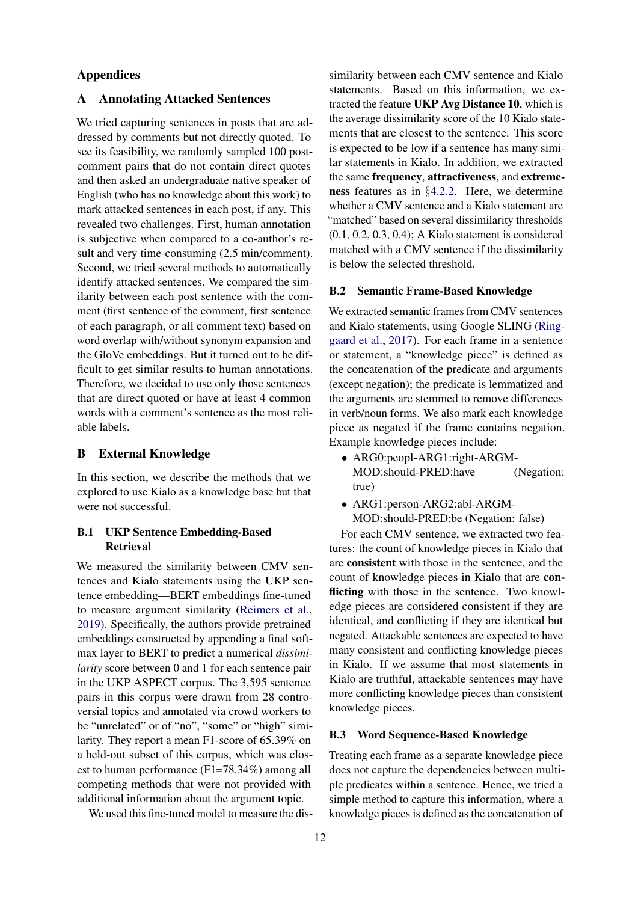# Appendices

## A Annotating Attacked Sentences

We tried capturing sentences in posts that are addressed by comments but not directly quoted. To see its feasibility, we randomly sampled 100 post-comment pairs that do not contain direct quotes and then asked an undergraduate native speaker of English (who has no knowledge about this work) to mark attacked sentences in each post, if any. This revealed two challenges. First, human annotation is subjective when compared to a co-author's result and very time-consuming (2.5 min/comment). Second, we tried several methods to automatically identify attacked sentences. We compared the similarity between each post sentence with the comment (first sentence of the comment, first sentence of each paragraph, or all comment text) based on word overlap with/without synonym expansion and the GloVe embeddings. But it turned out to be difficult to get similar results to human annotations. Therefore, we decided to use only those sentences that are direct quoted or have at least 4 common words with a comment's sentence as the most reliable labels.

## B External Knowledge

In this section, we describe the methods that we explored to use Kialo as a knowledge base but that were not successful.

### B.1 UKP Sentence Embedding-Based Retrieval

We measured the similarity between CMV sentences and Kialo statements using the UKP sentence embedding—BERT embeddings fine-tuned to measure argument similarity (Reimers et al., 2019). Specifically, the authors provide pretrained embeddings constructed by appending a final softmax layer to BERT to predict a numerical *dissimilarity* score between 0 and 1 for each sentence pair in the UKP ASPECT corpus. The 3,595 sentence pairs in this corpus were drawn from 28 controversial topics and annotated via crowd workers to be "unrelated" or of "no", "some" or "high" similarity. They report a mean F1-score of 65.39% on a held-out subset of this corpus, which was closest to human performance (F1=78.34%) among all competing methods that were not provided with additional information about the argument topic.

We used this fine-tuned model to measure the dissimilarity between each CMV sentence and Kialo statements. Based on this information, we extracted the feature **UKP Avg Distance 10**, which is the average dissimilarity score of the 10 Kialo statements that are closest to the sentence. This score is expected to be low if a sentence has many similar statements in Kialo. In addition, we extracted the same **frequency**, **attractiveness**, and **extremeness** features as in §4.2.2. Here, we determine whether a CMV sentence and a Kialo statement are "matched" based on several dissimilarity thresholds (0.1, 0.2, 0.3, 0.4); A Kialo statement is considered matched with a CMV sentence if the dissimilarity is below the selected threshold.

### B.2 Semantic Frame-Based Knowledge

We extracted semantic frames from CMV sentences and Kialo statements, using Google SLING (Ringgaard et al., 2017). For each frame in a sentence or statement, a "knowledge piece" is defined as the concatenation of the predicate and arguments (except negation); the predicate is lemmatized and the arguments are stemmed to remove differences in verb/noun forms. We also mark each knowledge piece as negated if the frame contains negation. Example knowledge pieces include:

- ARG0:peopl-ARG1:right-ARGM-MOD:should-PRED:have (Negation: true)
- ARG1:person-ARG2:abl-ARGM-MOD:should-PRED:be (Negation: false)

For each CMV sentence, we extracted two features: the count of knowledge pieces in Kialo that are **consistent** with those in the sentence, and the count of knowledge pieces in Kialo that are **conflicting** with those in the sentence. Two knowledge pieces are considered consistent if they are identical, and conflicting if they are identical but negated. Attackable sentences are expected to have many consistent and conflicting knowledge pieces in Kialo. If we assume that most statements in Kialo are truthful, attackable sentences may have more conflicting knowledge pieces than consistent knowledge pieces.

### B.3 Word Sequence-Based Knowledge

Treating each frame as a separate knowledge piece does not capture the dependencies between multiple predicates within a sentence. Hence, we tried a simple method to capture this information, where a knowledge pieces is defined as the concatenation of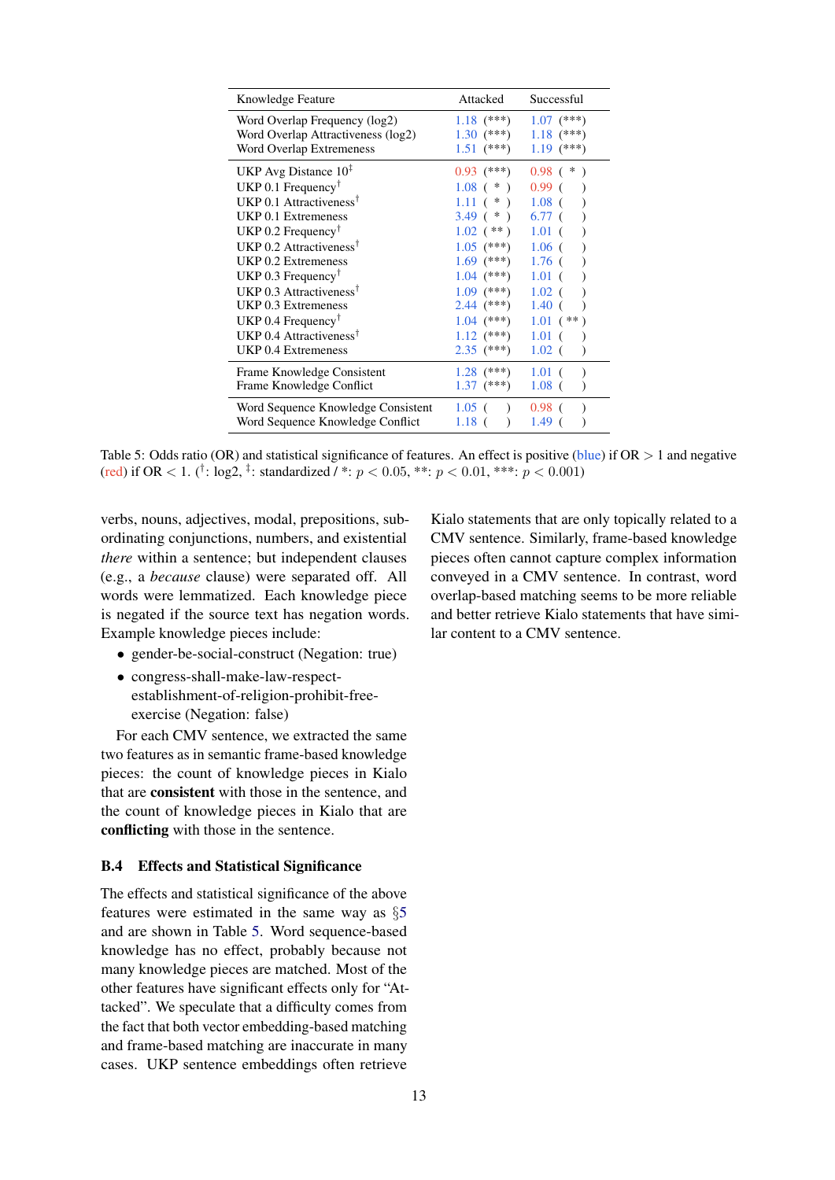| Knowledge Feature | Attacked | Successful |
|---|---|---|
| Word Overlap Frequency (log2) | 1.18 (***) | 1.07 (***) |
| Word Overlap Attractiveness (log2) | 1.30 (***) | 1.18 (***) |
| Word Overlap Extremeness | 1.51 (***) | 1.19 (***) |
| UKP Avg Distance 10[‡] | 0.93 (***) | 0.98 ( * ) |
| UKP 0.1 Frequency[†] | 1.08 ( * ) | 0.99 ( ) |
| UKP 0.1 Attractiveness[†] | 1.11 ( * ) | 1.08 ( ) |
| UKP 0.1 Extremeness | 3.49 ( * ) | 6.77 ( ) |
| UKP 0.2 Frequency[†] | 1.02 ( ** ) | 1.01 ( ) |
| UKP 0.2 Attractiveness[†] | 1.05 (***) | 1.06 ( ) |
| UKP 0.2 Extremeness | 1.69 (***) | 1.76 ( ) |
| UKP 0.3 Frequency[†] | 1.04 (***) | 1.01 ( ) |
| UKP 0.3 Attractiveness[†] | 1.09 (***) | 1.02 ( ) |
| UKP 0.3 Extremeness | 2.44 (***) | 1.40 ( ) |
| UKP 0.4 Frequency[†] | 1.04 (***) | 1.01 ( ** ) |
| UKP 0.4 Attractiveness[†] | 1.12 (***) | 1.01 ( ) |
| UKP 0.4 Extremeness | 2.35 (***) | 1.02 ( ) |
| Frame Knowledge Consistent | 1.28 (***) | 1.01 ( ) |
| Frame Knowledge Conflict | 1.37 (***) | 1.08 ( ) |
| Word Sequence Knowledge Consistent | 1.05 ( ) | 0.98 ( ) |
| Word Sequence Knowledge Conflict | 1.18 ( ) | 1.49 ( ) |

Table 5: Odds ratio (OR) and statistical significance of features. An effect is positive (blue) if OR $> 1$ and negative (red) if OR $< 1$. ([†]: log2, [‡]: standardized / *: $p < 0.05$, **: $p < 0.01$, ***: $p < 0.001$)

verbs, nouns, adjectives, modal, prepositions, subordinating conjunctions, numbers, and existential *there* within a sentence; but independent clauses (e.g., a *because* clause) were separated off. All words were lemmatized. Each knowledge piece is negated if the source text has negation words. Example knowledge pieces include:

- gender-be-social-construct (Negation: true)
- congress-shall-make-law-respect-establishment-of-religion-prohibit-free-exercise (Negation: false)

For each CMV sentence, we extracted the same two features as in semantic frame-based knowledge pieces: the count of knowledge pieces in Kialo that are **consistent** with those in the sentence, and the count of knowledge pieces in Kialo that are **conflicting** with those in the sentence.

### B.4 Effects and Statistical Significance

The effects and statistical significance of the above features were estimated in the same way as §5 and are shown in Table 5. Word sequence-based knowledge has no effect, probably because not many knowledge pieces are matched. Most of the other features have significant effects only for "Attacked". We speculate that a difficulty comes from the fact that both vector embedding-based matching and frame-based matching are inaccurate in many cases. UKP sentence embeddings often retrieve Kialo statements that are only topically related to a CMV sentence. Similarly, frame-based knowledge pieces often cannot capture complex information conveyed in a CMV sentence. In contrast, word overlap-based matching seems to be more reliable and better retrieve Kialo statements that have similar content to a CMV sentence.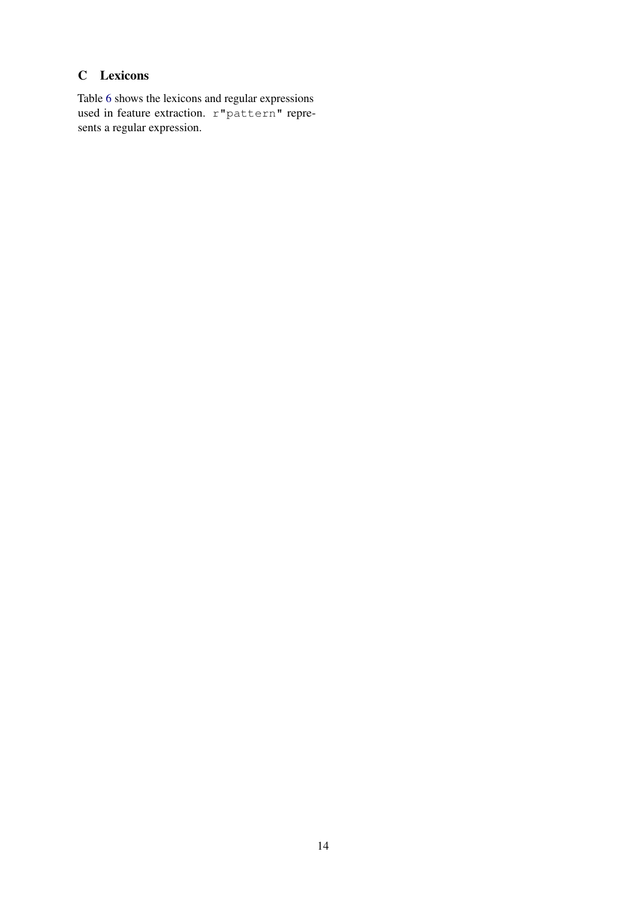## C Lexicons

Table 6 shows the lexicons and regular expressions used in feature extraction. `r"pattern"` represents a regular expression.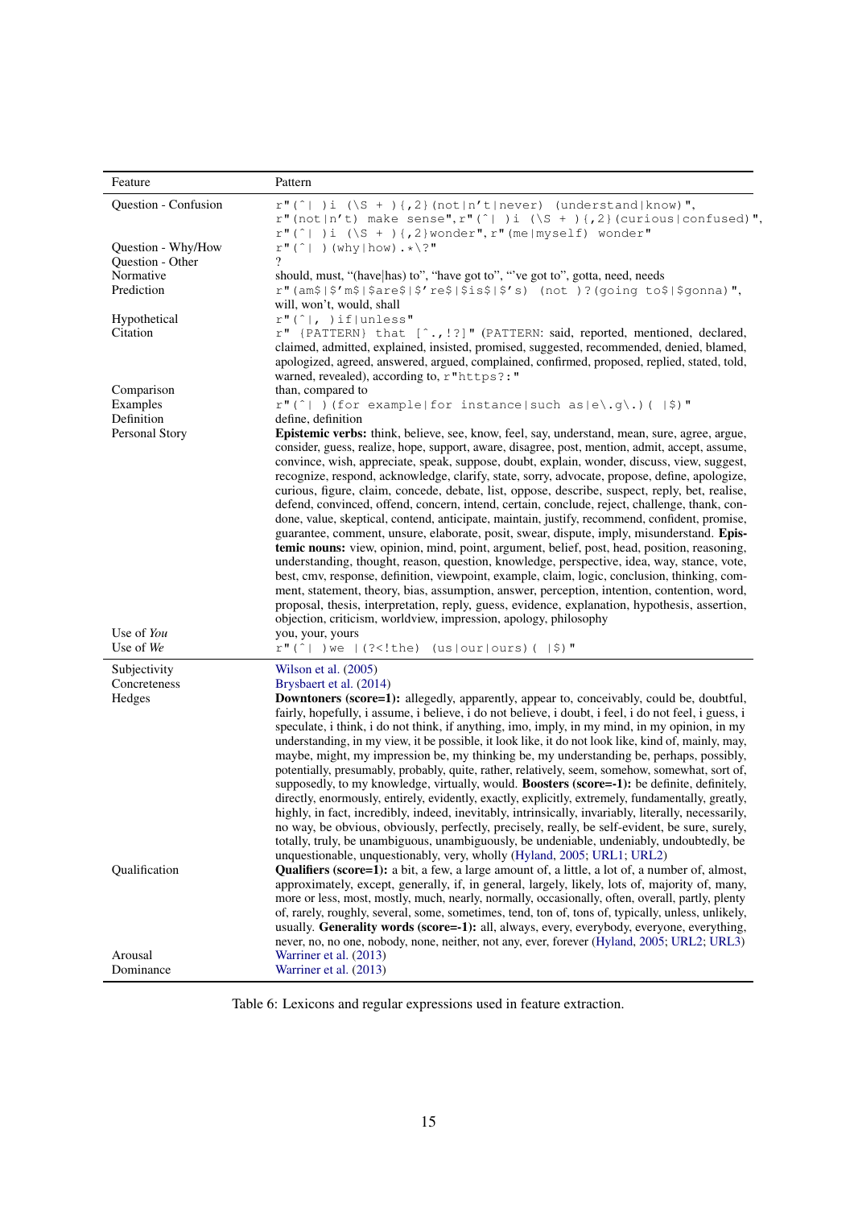| Feature | Pattern |
|---|---|
| Question - Confusion | `r"(^\| )i (\S + ){,2}(not\|n't\|never) (understand\|know)"`, `r"(not\|n't) make sense"`, `r"(^\| )i (\S + ){,2}(curious\|confused)"`, `r"(^\| )i (\S + ){,2}wonder"`, `r"(me\|myself) wonder"` |
| Question - Why/How | `r"(^\| )(why\|how).*\?"` |
| Question - Other | ? |
| Normative | should, must, "(have\|has) to", "have got to", "'ve got to", gotta, need, needs |
| Prediction | `r"(am$\|$'m$\|$are$\|$'re$\|$is$\|$'s) (not )?(going to$\|$gonna)"`, will, won't, would, shall |
| Hypothetical | `r"(^\|, )if\|unless"` |
| Citation | `r" {PATTERN} that [^.,!?]"` (PATTERN: said, reported, mentioned, declared, claimed, admitted, explained, insisted, promised, suggested, recommended, denied, blamed, apologized, agreed, answered, argued, complained, confirmed, proposed, replied, stated, told, warned, revealed), according to, `r"https?:"` |
| Comparison | than, compared to |
| Examples | `r"(^\| )(for example\|for instance\|such as\|e\.g\.)( \|$)"` |
| Definition | define, definition |
| Personal Story | **Epistemic verbs:** think, believe, see, know, feel, say, understand, mean, sure, agree, argue, consider, guess, realize, hope, support, aware, disagree, post, mention, admit, accept, assume, convince, wish, appreciate, speak, suppose, doubt, explain, wonder, discuss, view, suggest, recognize, respond, acknowledge, clarify, state, sorry, advocate, propose, define, apologize, curious, figure, claim, concede, debate, list, oppose, describe, suspect, reply, bet, realise, defend, convinced, offend, concern, intend, certain, conclude, reject, challenge, thank, condone, value, skeptical, contend, anticipate, maintain, justify, recommend, confident, promise, guarantee, comment, unsure, elaborate, posit, swear, dispute, imply, misunderstand. **Epistemic nouns:** view, opinion, mind, point, argument, belief, post, head, position, reasoning, understanding, thought, reason, question, knowledge, perspective, idea, way, stance, vote, best, cmv, response, definition, viewpoint, example, claim, logic, conclusion, thinking, comment, statement, theory, bias, assumption, answer, perception, intention, contention, word, proposal, thesis, interpretation, reply, guess, evidence, explanation, hypothesis, assertion, objection, criticism, worldview, impression, apology, philosophy |
| Use of *You* | you, your, yours |
| Use of *We* | `r"(^\| )we \|(?<!the) (us\|our\|ours)( \|$)"` |
| Subjectivity | Wilson et al. (2005) |
| Concreteness | Brysbaert et al. (2014) |
| Hedges | **Downtoners (score=1):** allegedly, apparently, appear to, conceivably, could be, doubtful, fairly, hopefully, i assume, i believe, i do not believe, i doubt, i feel, i do not feel, i guess, i speculate, i think, i do not think, if anything, imo, imply, in my mind, in my opinion, in my understanding, in my view, it be possible, it look like, it do not look like, kind of, mainly, may, maybe, might, my impression be, my thinking be, my understanding be, perhaps, possibly, potentially, presumably, probably, quite, rather, relatively, seem, somehow, somewhat, sort of, supposedly, to my knowledge, virtually, would. **Boosters (score=-1):** be definite, definitely, directly, enormously, entirely, evidently, exactly, explicitly, extremely, fundamentally, greatly, highly, in fact, incredibly, indeed, inevitably, intrinsically, invariably, literally, necessarily, no way, be obvious, obviously, perfectly, precisely, really, be self-evident, be sure, surely, totally, truly, be unambiguous, unambiguously, be undeniable, undeniably, undoubtedly, be unquestionable, unquestionably, very, wholly (Hyland, 2005; URL1; URL2) |
| Qualification | **Qualifiers (score=1):** a bit, a few, a large amount of, a little, a lot of, a number of, almost, approximately, except, generally, if, in general, largely, likely, lots of, majority of, many, more or less, most, mostly, much, nearly, normally, occasionally, often, overall, partly, plenty of, rarely, roughly, several, some, sometimes, tend, ton of, tons of, typically, unless, unlikely, usually. **Generality words (score=-1):** all, always, every, everybody, everyone, everything, never, no, no one, nobody, none, neither, not any, ever, forever (Hyland, 2005; URL2; URL3) |
| Arousal | Warriner et al. (2013) |
| Dominance | Warriner et al. (2013) |

Table 6: Lexicons and regular expressions used in feature extraction.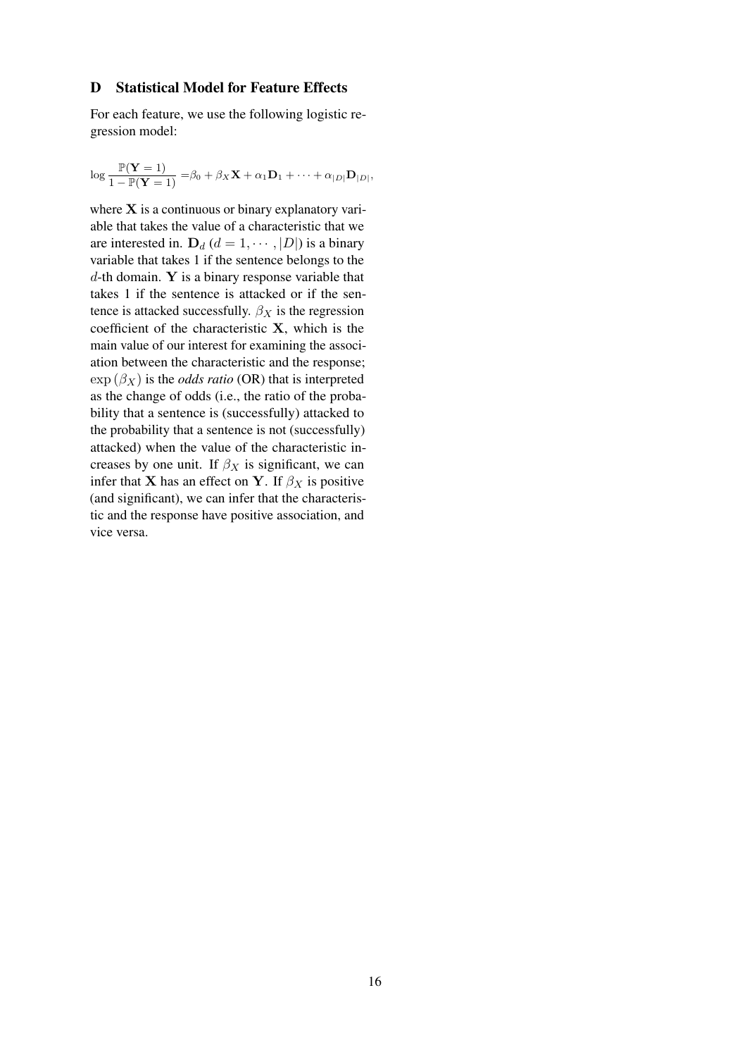## D Statistical Model for Feature Effects

For each feature, we use the following logistic regression model:

$$\log \frac{\mathbb{P}(\mathbf{Y}=1)}{1-\mathbb{P}(\mathbf{Y}=1)} = \beta_0 + \beta_X \mathbf{X} + \alpha_1 \mathbf{D}_1 + \cdots + \alpha_{|D|} \mathbf{D}_{|D|},$$

where $\mathbf{X}$ is a continuous or binary explanatory variable that takes the value of a characteristic that we are interested in. $\mathbf{D}_d$ ($d = 1, \cdots, |D|$) is a binary variable that takes 1 if the sentence belongs to the $d$-th domain. $\mathbf{Y}$ is a binary response variable that takes 1 if the sentence is attacked or if the sentence is attacked successfully. $\beta_X$ is the regression coefficient of the characteristic $\mathbf{X}$, which is the main value of our interest for examining the association between the characteristic and the response; $\exp(\beta_X)$ is the *odds ratio* (OR) that is interpreted as the change of odds (i.e., the ratio of the probability that a sentence is (successfully) attacked to the probability that a sentence is not (successfully) attacked) when the value of the characteristic increases by one unit. If $\beta_X$ is significant, we can infer that $\mathbf{X}$ has an effect on $\mathbf{Y}$. If $\beta_X$ is positive (and significant), we can infer that the characteristic and the response have positive association, and vice versa.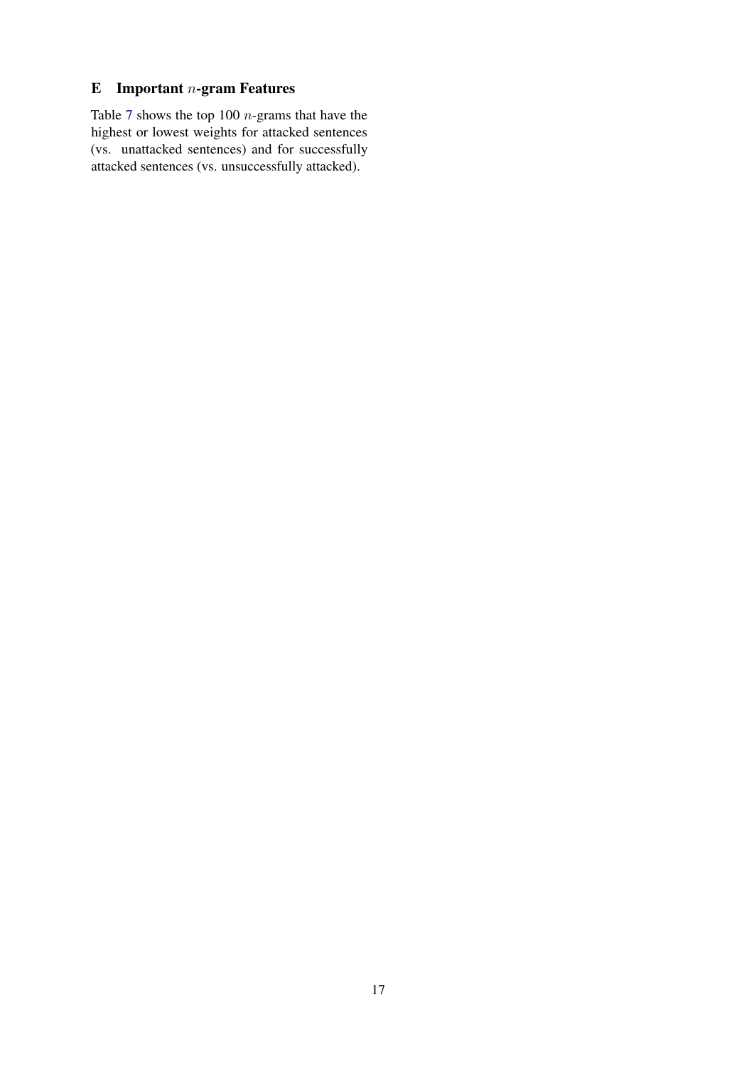## E Important $n$-gram Features

Table 7 shows the top 100 $n$-grams that have the highest or lowest weights for attacked sentences (vs. unattacked sentences) and for successfully attacked sentences (vs. unsuccessfully attacked).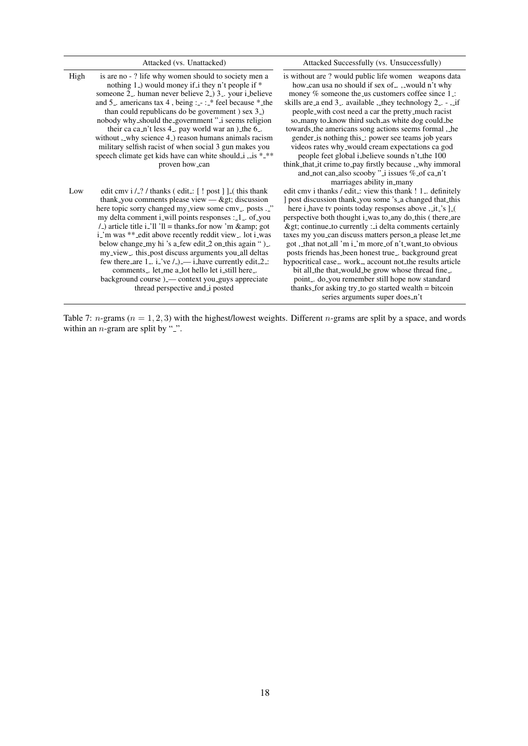| | Attacked (vs. Unattacked) | Attacked Successfully (vs. Unsuccessfully) |
|---|---|---|
| High | is are no - ? life why women should to society men a nothing 1_) would money if_i they n't people if * someone 2_. human never believe 2_) 3_. your i_believe and 5_. americans tax 4 , being :_- :_* feel because *_the than could republicans do be government ) sex 3_) nobody why_should the_government "_i seems religion their ca ca_n't less 4_. pay world war an )_the 6_. without ,_why science 4_) reason humans animals racism military selfish racist of when social 3 gun makes you speech climate get kids have can white should_i ,_is *_** proven how_can | is without are ? would public life women weapons data how_can usa no should if sex of_. ,_would n't why money % someone the_us customers coffee since 1_: skills are_a end 3_. available ,_they technology 2_. - ,_if people_with cost need a car the pretty_much racist so_many to_know third such_as white dog could_be towards_the americans song actions seems formal ,_he gender_is nothing this_: power see teams job years videos rates why_would cream expectations ca god people feet global i_believe sounds n't_the 100 think_that_it crime to_pay firstly because ,_why immoral and_not can_also scooby "_i issues %_of ca_n't marriages ability in_many |
| Low | edit cmv i /_? / thanks ( edit_: [ ! post ] ]_( this thank thank_you comments please view — &gt; discussion here topic sorry changed my_view some cmv_. posts ._" my delta comment i_will points responses :_1_. of_you /_) article title i_'ll 'll = thanks_for now 'm &amp; got i_'m was **_edit above recently reddit view_. lot i_was below change_my hi 's a_few edit_2 on_this again " )_. my_view_. this_post discuss arguments you_all deltas few there_are 1_. i_'ve /_) _— i_have currently edit_2_: comments_. let_me a_lot hello let i_still here_. background course )_— context you_guys appreciate thread perspective and_i posted | edit cmv i thanks / edit_: view this thank ! 1_. definitely ] post discussion thank_you some 's_a changed that_this here i_have tv points today responses above ,_it_'s ]_( perspective both thought i_was to_any do_this ( there_are &gt; continue_to currently :_i delta comments certainly taxes my you_can discuss matters person_a please let_me got ,_that not_all 'm i_'m more_of n't_want_to obvious posts friends has_been honest true_. background great hypocritical case_. work_, account not_the results article bit all_the that_would_be grow whose thread fine_. point_. do_you remember still hope now standard thanks_for asking try_to go started wealth = bitcoin series arguments super does_n't |

Table 7: $n$-grams ($n = 1, 2, 3$) with the highest/lowest weights. Different $n$-grams are split by a space, and words within an $n$-gram are split by "_".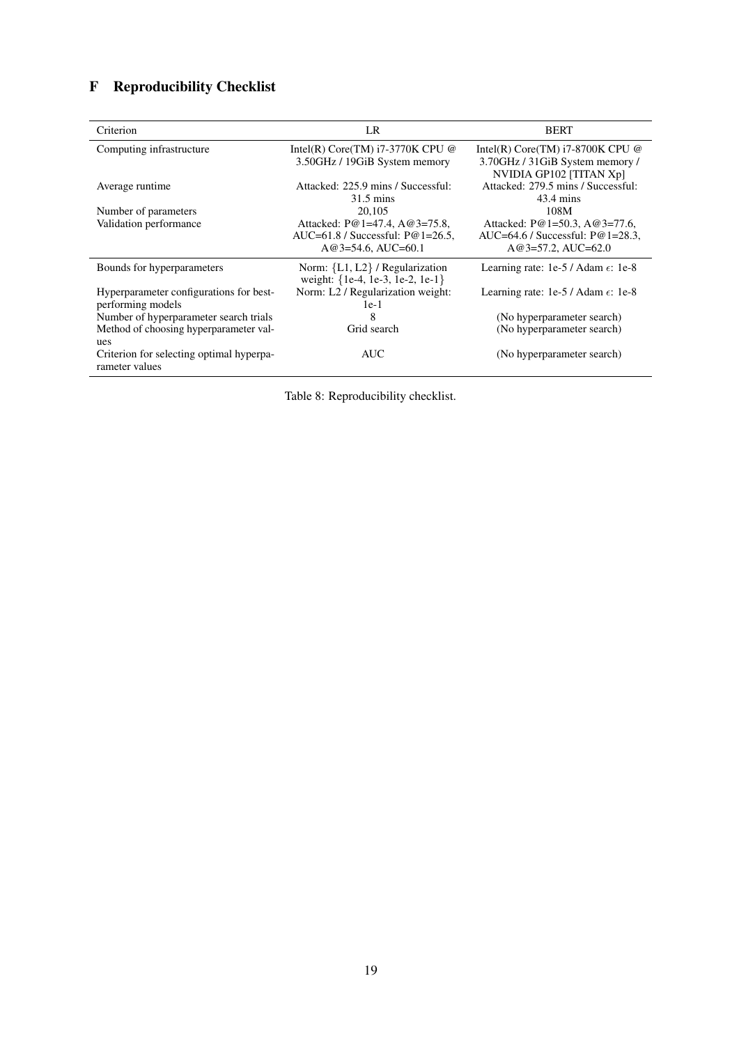## F Reproducibility Checklist

| Criterion | LR | BERT |
|---|---|---|
| Computing infrastructure | Intel(R) Core(TM) i7-3770K CPU @ 3.50GHz / 19GiB System memory | Intel(R) Core(TM) i7-8700K CPU @ 3.70GHz / 31GiB System memory / NVIDIA GP102 [TITAN Xp] |
| Average runtime | Attacked: 225.9 mins / Successful: 31.5 mins | Attacked: 279.5 mins / Successful: 43.4 mins |
| Number of parameters | 20,105 | 108M |
| Validation performance | Attacked: P@1=47.4, A@3=75.8, AUC=61.8 / Successful: P@1=26.5, A@3=54.6, AUC=60.1 | Attacked: P@1=50.3, A@3=77.6, AUC=64.6 / Successful: P@1=28.3, A@3=57.2, AUC=62.0 |
| Bounds for hyperparameters | Norm: {L1, L2} / Regularization weight: {1e-4, 1e-3, 1e-2, 1e-1} | Learning rate: 1e-5 / Adam $\epsilon$: 1e-8 |
| Hyperparameter configurations for best-performing models | Norm: L2 / Regularization weight: 1e-1 | Learning rate: 1e-5 / Adam $\epsilon$: 1e-8 |
| Number of hyperparameter search trials | 8 | (No hyperparameter search) |
| Method of choosing hyperparameter values | Grid search | (No hyperparameter search) |
| Criterion for selecting optimal hyperparameter values | AUC | (No hyperparameter search) |

Table 8: Reproducibility checklist.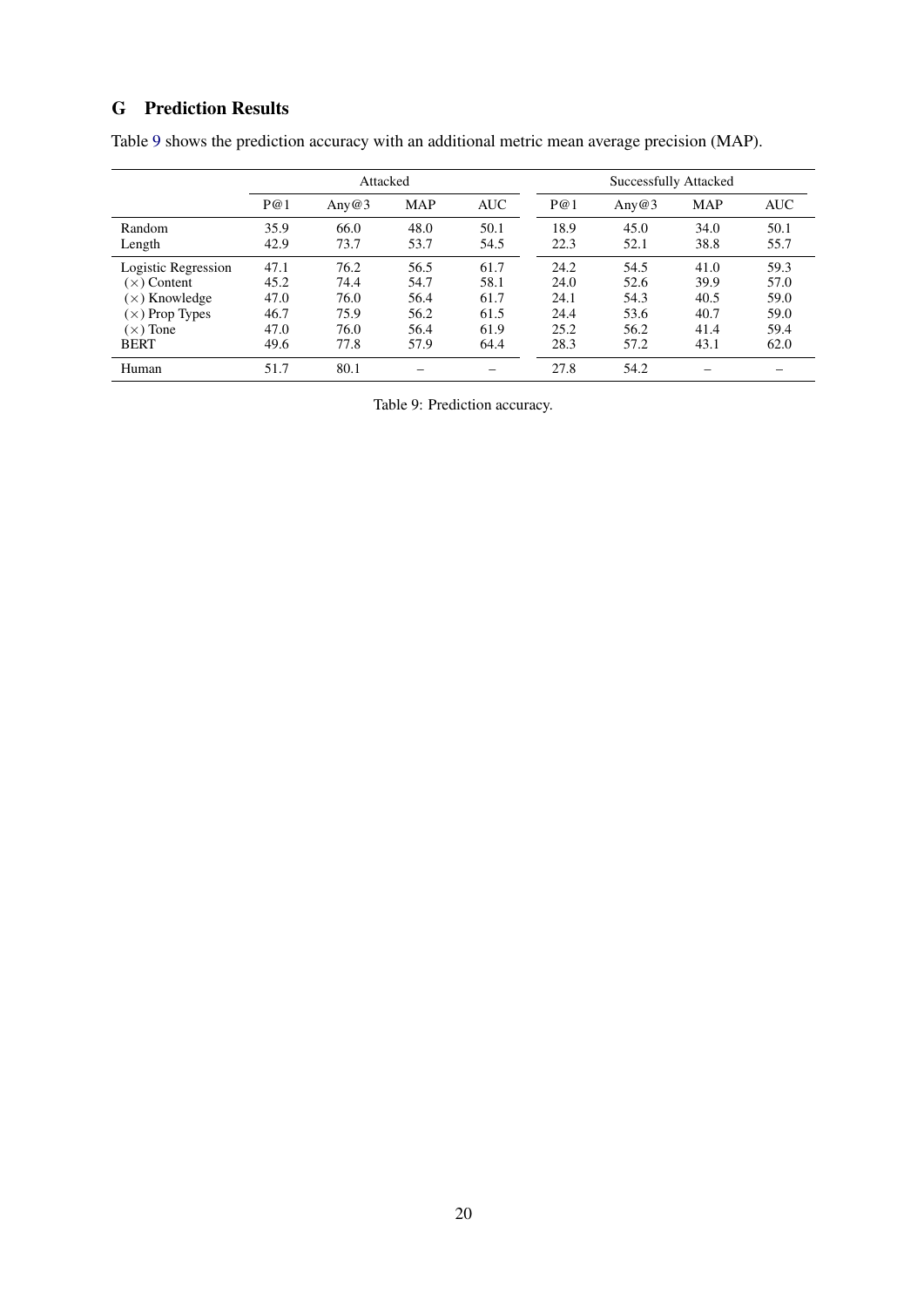## G Prediction Results

Table 9 shows the prediction accuracy with an additional metric mean average precision (MAP).

| | Attacked | | | | Successfully Attacked | | | |
|---|---|---|---|---|---|---|---|---|
| | P@1 | Any@3 | MAP | AUC | P@1 | Any@3 | MAP | AUC |
| Random | 35.9 | 66.0 | 48.0 | 50.1 | 18.9 | 45.0 | 34.0 | 50.1 |
| Length | 42.9 | 73.7 | 53.7 | 54.5 | 22.3 | 52.1 | 38.8 | 55.7 |
| Logistic Regression | 47.1 | 76.2 | 56.5 | 61.7 | 24.2 | 54.5 | 41.0 | 59.3 |
| (×) Content | 45.2 | 74.4 | 54.7 | 58.1 | 24.0 | 52.6 | 39.9 | 57.0 |
| (×) Knowledge | 47.0 | 76.0 | 56.4 | 61.7 | 24.1 | 54.3 | 40.5 | 59.0 |
| (×) Prop Types | 46.7 | 75.9 | 56.2 | 61.5 | 24.4 | 53.6 | 40.7 | 59.0 |
| (×) Tone | 47.0 | 76.0 | 56.4 | 61.9 | 25.2 | 56.2 | 41.4 | 59.4 |
| BERT | 49.6 | 77.8 | 57.9 | 64.4 | 28.3 | 57.2 | 43.1 | 62.0 |
| Human | 51.7 | 80.1 | – | – | 27.8 | 54.2 | – | – |

Table 9: Prediction accuracy.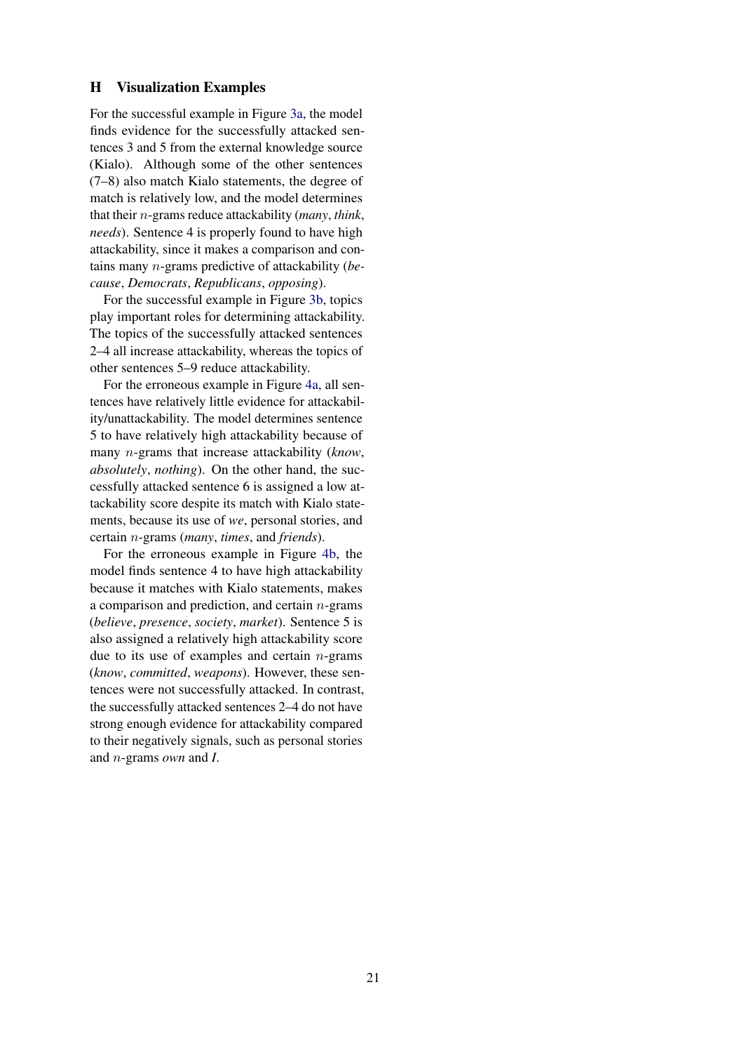## H Visualization Examples

For the successful example in Figure 3a, the model finds evidence for the successfully attacked sentences 3 and 5 from the external knowledge source (Kialo). Although some of the other sentences (7–8) also match Kialo statements, the degree of match is relatively low, and the model determines that their $n$-grams reduce attackability (*many*, *think*, *needs*). Sentence 4 is properly found to have high attackability, since it makes a comparison and contains many $n$-grams predictive of attackability (*because*, *Democrats*, *Republicans*, *opposing*).

For the successful example in Figure 3b, topics play important roles for determining attackability. The topics of the successfully attacked sentences 2–4 all increase attackability, whereas the topics of other sentences 5–9 reduce attackability.

For the erroneous example in Figure 4a, all sentences have relatively little evidence for attackability/unattackability. The model determines sentence 5 to have relatively high attackability because of many $n$-grams that increase attackability (*know*, *absolutely*, *nothing*). On the other hand, the successfully attacked sentence 6 is assigned a low attackability score despite its match with Kialo statements, because its use of *we*, personal stories, and certain $n$-grams (*many*, *times*, and *friends*).

For the erroneous example in Figure 4b, the model finds sentence 4 to have high attackability because it matches with Kialo statements, makes a comparison and prediction, and certain $n$-grams (*believe*, *presence*, *society*, *market*). Sentence 5 is also assigned a relatively high attackability score due to its use of examples and certain $n$-grams (*know*, *committed*, *weapons*). However, these sentences were not successfully attacked. In contrast, the successfully attacked sentences 2–4 do not have strong enough evidence for attackability compared to their negatively signals, such as personal stories and $n$-grams *own* and *I*.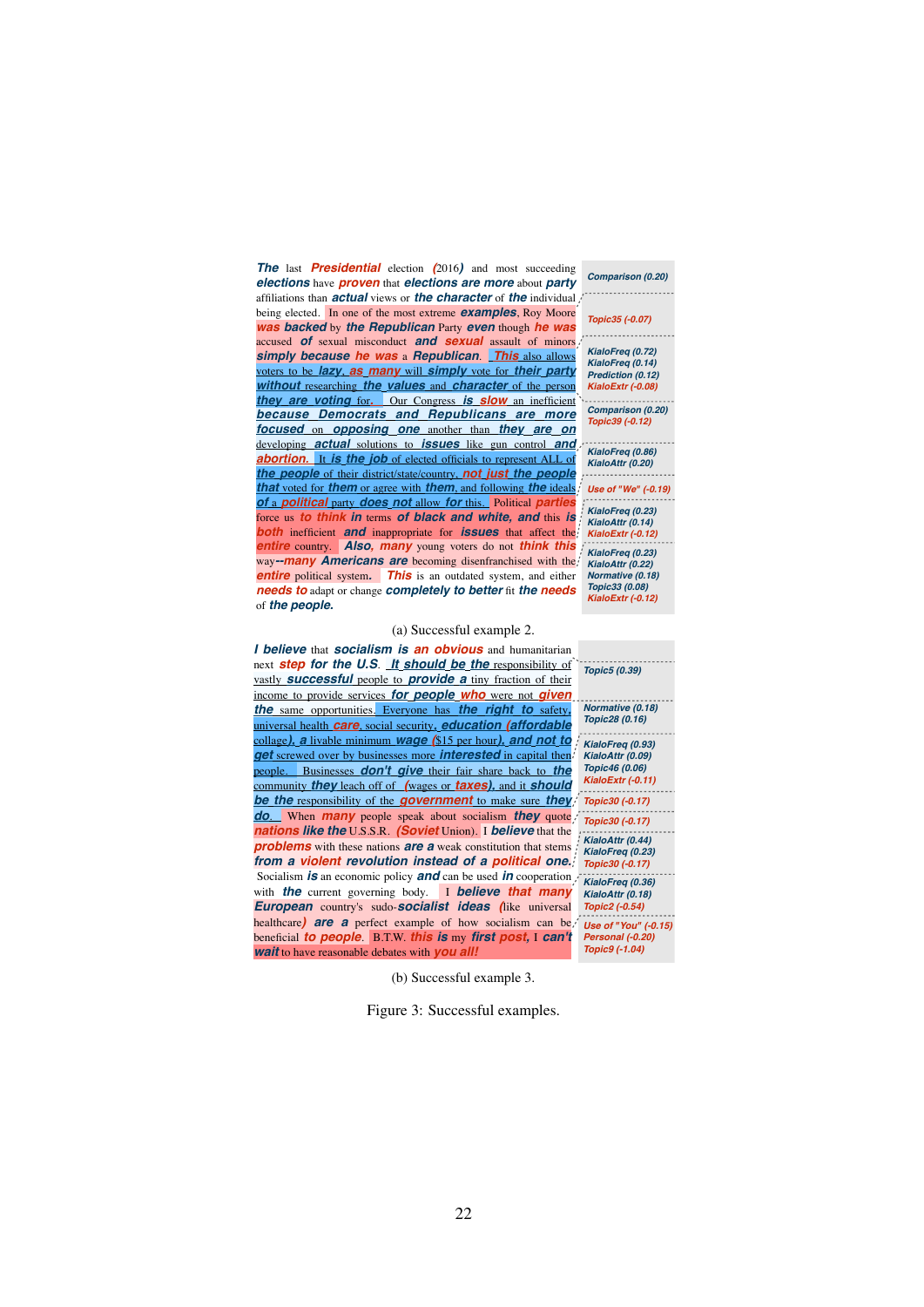The last Presidential election (2016) and most succeeding elections have proven that elections are more about party affiliations than actual views or the character of the individual being elected. In one of the most extreme examples, Roy Moore was backed by the Republican Party even though he was accused of sexual misconduct and sexual assault of minors simply because he was a Republican. This also allows voters to be lazy, as many will simply vote for their party without researching the values and character of the person they are voting for. Our Congress is slow an inefficient because Democrats and Republicans are more focused on opposing one another than they are on developing actual solutions to issues like gun control and abortion. It is the job of elected officials to represent ALL of the people of their district/state/country, not just the people that voted for them or agree with them, and following the ideals of a political party does not allow for this. Political parties force us to think in terms of black and white, and this is both inefficient and inappropriate for issues that affect the entire country. Also, many young voters do not think this way--many Americans are becoming disenfranchised with the entire political system. This is an outdated system, and either needs to adapt or change completely to better fit the needs of the people.

| Features |
|---|
| Comparison (0.20) |
| Topic35 (-0.07) |
| KialoFreq (0.72), KialoFreq (0.14), Prediction (0.12), KialoExtr (-0.08) |
| Comparison (0.20), Topic39 (-0.12) |
| KialoFreq (0.86), KialoAttr (0.20) |
| Use of "We" (-0.19) |
| KialoFreq (0.23), KialoAttr (0.14), KialoExtr (-0.12) |
| KialoFreq (0.23), KialoAttr (0.22), Normative (0.18), Topic33 (0.08), KialoExtr (-0.12) |

(a) Successful example 2.

I believe that socialism is an obvious and humanitarian next step for the U.S. It should be the responsibility of vastly successful people to provide a tiny fraction of their income to provide services for people who were not given the same opportunities. Everyone has the right to safety, universal health care, social security, education (affordable collage), a livable minimum wage ($15 per hour), and not to get screwed over by businesses more interested in capital then people. Businesses don't give their fair share back to the community they leach off of (wages or taxes), and it should be the responsibility of the government to make sure they do. When many people speak about socialism they quote nations like the U.S.S.R. (Soviet Union). I believe that the problems with these nations are a weak constitution that stems from a violent revolution instead of a political one. Socialism is an economic policy and can be used in cooperation with the current governing body. I believe that many European country's sudo-socialist ideas (like universal healthcare) are a perfect example of how socialism can be beneficial to people. B.T.W. this is my first post, I can't wait to have reasonable debates with you all!

| Features |
|---|
| Topic5 (0.39) |
| Normative (0.18), Topic28 (0.16) |
| KialoFreq (0.93), KialoAttr (0.09), Topic46 (0.06), KialoExtr (-0.11) |
| Topic30 (-0.17) |
| Topic30 (-0.17) |
| KialoAttr (0.44), KialoFreq (0.23), Topic30 (-0.17) |
| KialoFreq (0.36), KialoAttr (0.18), Topic2 (-0.54) |
| Use of "You" (-0.15), Personal (-0.20), Topic9 (-1.04) |

(b) Successful example 3.

Figure 3: Successful examples.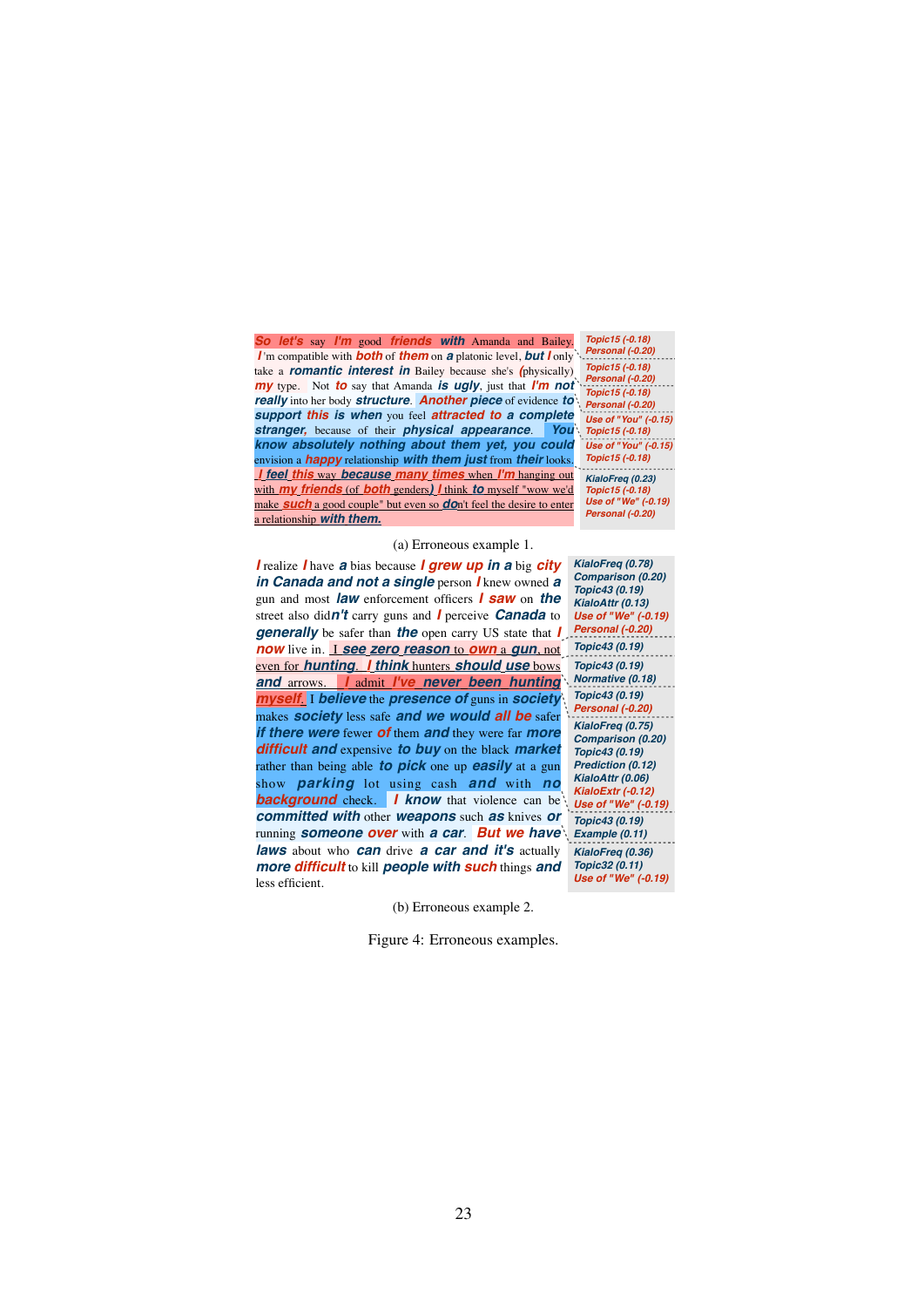So let's say I'm good friends with Amanda and Bailey. I'm compatible with both of them on a platonic level, but I only take a romantic interest in Bailey because she's (physically) my type. Not to say that Amanda is ugly, just that I'm not really into her body structure. Another piece of evidence to support this is when you feel attracted to a complete stranger, because of their physical appearance. You know absolutely nothing about them yet, you could envision a happy relationship with them just from their looks. I feel this way because many times when I'm hanging out with my friends (of both genders) I think to myself "wow we'd make such a good couple" but even so don't feel the desire to enter a relationship with them.

Topic15 (-0.18)
Personal (-0.20)
Topic15 (-0.18)
Personal (-0.20)
Topic15 (-0.18)
Personal (-0.20)
Use of "You" (-0.15)
Topic15 (-0.18)
Use of "You" (-0.15)
Topic15 (-0.18)
KialoFreq (0.23)
Topic15 (-0.18)
Use of "We" (-0.19)
Personal (-0.20)

(a) Erroneous example 1.

I realize I have a bias because I grew up in a big city in Canada and not a single person I knew owned a gun and most law enforcement officers I saw on the street also didn't carry guns and I perceive Canada to generally be safer than the open carry US state that I now live in. I see zero reason to own a gun, not even for hunting. I think hunters should use bows and arrows. I admit I've never been hunting myself. I believe the presence of guns in society makes society less safe and we would all be safer if there were fewer of them and they were far more difficult and expensive to buy on the black market rather than being able to pick one up easily at a gun show parking lot using cash and with no background check. I know that violence can be committed with other weapons such as knives or running someone over with a car. But we have laws about who can drive a car and it's actually more difficult to kill people with such things and less efficient.

KialoFreq (0.78)
Comparison (0.20)
Topic43 (0.19)
KialoAttr (0.13)
Use of "We" (-0.19)
Personal (-0.20)
Topic43 (0.19)
Topic43 (0.19)
Normative (0.18)
Topic43 (0.19)
Personal (-0.20)
KialoFreq (0.75)
Comparison (0.20)
Topic43 (0.19)
Prediction (0.12)
KialoAttr (0.06)
KialoExtr (-0.12)
Use of "We" (-0.19)
Topic43 (0.19)
Example (0.11)
KialoFreq (0.36)
Topic32 (0.11)
Use of "We" (-0.19)

(b) Erroneous example 2.

Figure 4: Erroneous examples.